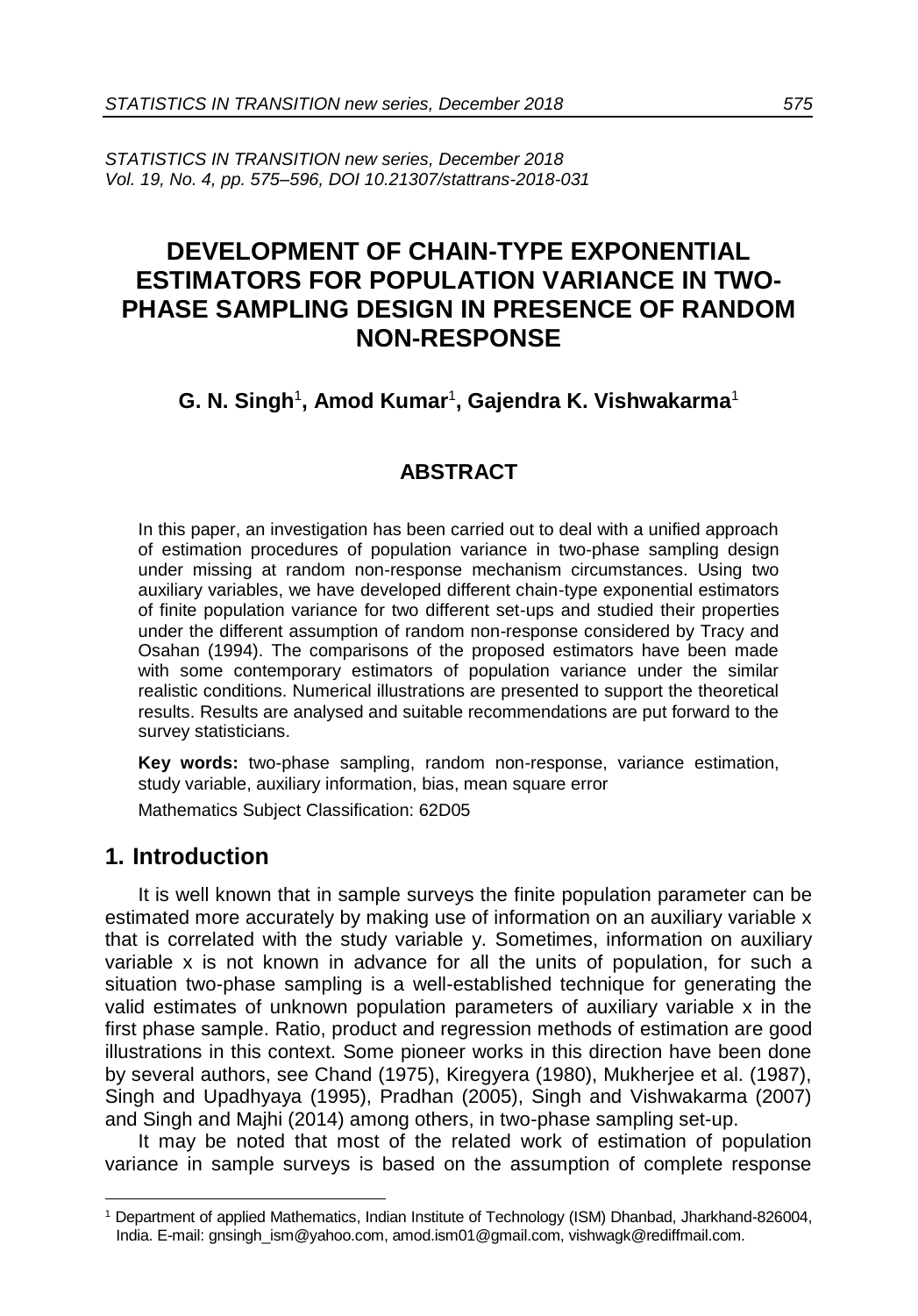# DEVELOPMENT OF CHAIN-TYPE EXPONENTIAL ESTIMATORS FOR POPULATION VARIANCE IN TWO-PHASE SAMPLING DESIGN IN PRESENCE OF RANDOM NON-RESPONSE

**G. N. Singh[1], Amod Kumar[1], Gajendra K. Vishwakarma[1]**

## ABSTRACT

In this paper, an investigation has been carried out to deal with a unified approach of estimation procedures of population variance in two-phase sampling design under missing at random non-response mechanism circumstances. Using two auxiliary variables, we have developed different chain-type exponential estimators of finite population variance for two different set-ups and studied their properties under the different assumption of random non-response considered by Tracy and Osahan (1994). The comparisons of the proposed estimators have been made with some contemporary estimators of population variance under the similar realistic conditions. Numerical illustrations are presented to support the theoretical results. Results are analysed and suitable recommendations are put forward to the survey statisticians.

**Key words:** two-phase sampling, random non-response, variance estimation, study variable, auxiliary information, bias, mean square error

Mathematics Subject Classification: 62D05

## 1. Introduction

It is well known that in sample surveys the finite population parameter can be estimated more accurately by making use of information on an auxiliary variable x that is correlated with the study variable y. Sometimes, information on auxiliary variable x is not known in advance for all the units of population, for such a situation two-phase sampling is a well-established technique for generating the valid estimates of unknown population parameters of auxiliary variable x in the first phase sample. Ratio, product and regression methods of estimation are good illustrations in this context. Some pioneer works in this direction have been done by several authors, see Chand (1975), Kiregyera (1980), Mukherjee et al. (1987), Singh and Upadhyaya (1995), Pradhan (2005), Singh and Vishwakarma (2007) and Singh and Majhi (2014) among others, in two-phase sampling set-up.

It may be noted that most of the related work of estimation of population variance in sample surveys is based on the assumption of complete response

[1] Department of applied Mathematics, Indian Institute of Technology (ISM) Dhanbad, Jharkhand-826004, India. E-mail: gnsingh_ism@yahoo.com, amod.ism01@gmail.com, vishwagk@rediffmail.com.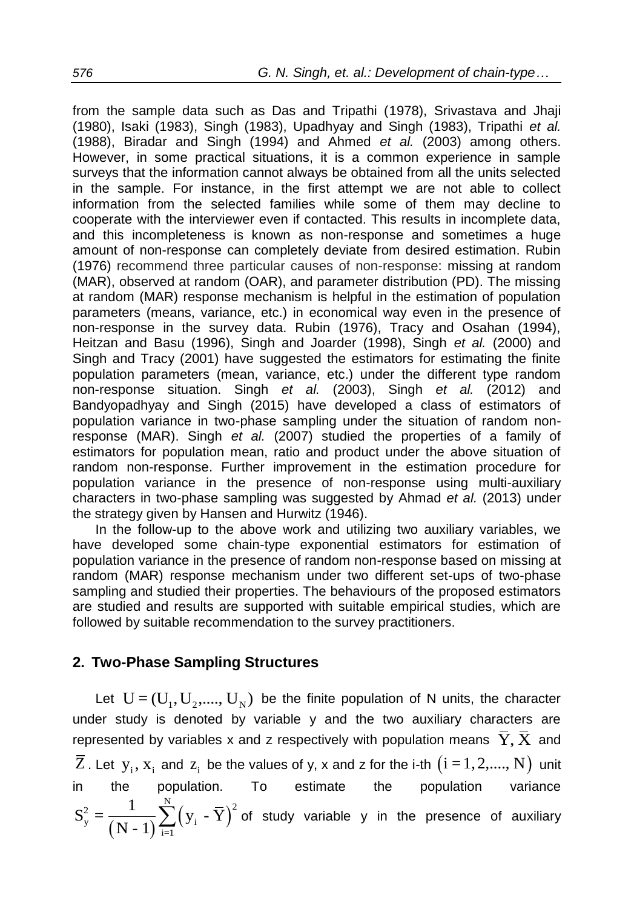from the sample data such as Das and Tripathi (1978), Srivastava and Jhaji (1980), Isaki (1983), Singh (1983), Upadhyay and Singh (1983), Tripathi *et al.* (1988), Biradar and Singh (1994) and Ahmed *et al.* (2003) among others. However, in some practical situations, it is a common experience in sample surveys that the information cannot always be obtained from all the units selected in the sample. For instance, in the first attempt we are not able to collect information from the selected families while some of them may decline to cooperate with the interviewer even if contacted. This results in incomplete data, and this incompleteness is known as non-response and sometimes a huge amount of non-response can completely deviate from desired estimation. Rubin (1976) recommend three particular causes of non-response: missing at random (MAR), observed at random (OAR), and parameter distribution (PD). The missing at random (MAR) response mechanism is helpful in the estimation of population parameters (means, variance, etc.) in economical way even in the presence of non-response in the survey data. Rubin (1976), Tracy and Osahan (1994), Heitzan and Basu (1996), Singh and Joarder (1998), Singh *et al.* (2000) and Singh and Tracy (2001) have suggested the estimators for estimating the finite population parameters (mean, variance, etc.) under the different type random non-response situation. Singh *et al.* (2003), Singh *et al.* (2012) and Bandyopadhyay and Singh (2015) have developed a class of estimators of population variance in two-phase sampling under the situation of random non-response (MAR). Singh *et al.* (2007) studied the properties of a family of estimators for population mean, ratio and product under the above situation of random non-response. Further improvement in the estimation procedure for population variance in the presence of non-response using multi-auxiliary characters in two-phase sampling was suggested by Ahmad *et al.* (2013) under the strategy given by Hansen and Hurwitz (1946).

In the follow-up to the above work and utilizing two auxiliary variables, we have developed some chain-type exponential estimators for estimation of population variance in the presence of random non-response based on missing at random (MAR) response mechanism under two different set-ups of two-phase sampling and studied their properties. The behaviours of the proposed estimators are studied and results are supported with suitable empirical studies, which are followed by suitable recommendation to the survey practitioners.

## 2. Two-Phase Sampling Structures

Let $U = (U_1, U_2, ...., U_N)$ be the finite population of N units, the character under study is denoted by variable y and the two auxiliary characters are represented by variables x and z respectively with population means $\bar{Y}, \bar{X}$ and $\bar{Z}$. Let $y_i, x_i$ and $z_i$ be the values of y, x and z for the i-th $(i = 1, 2, ...., N)$ unit in the population. To estimate the population variance $S_y^2 = \frac{1}{(N-1)} \sum_{i=1}^{N} (y_i - \bar{Y})^2$ of study variable y in the presence of auxiliary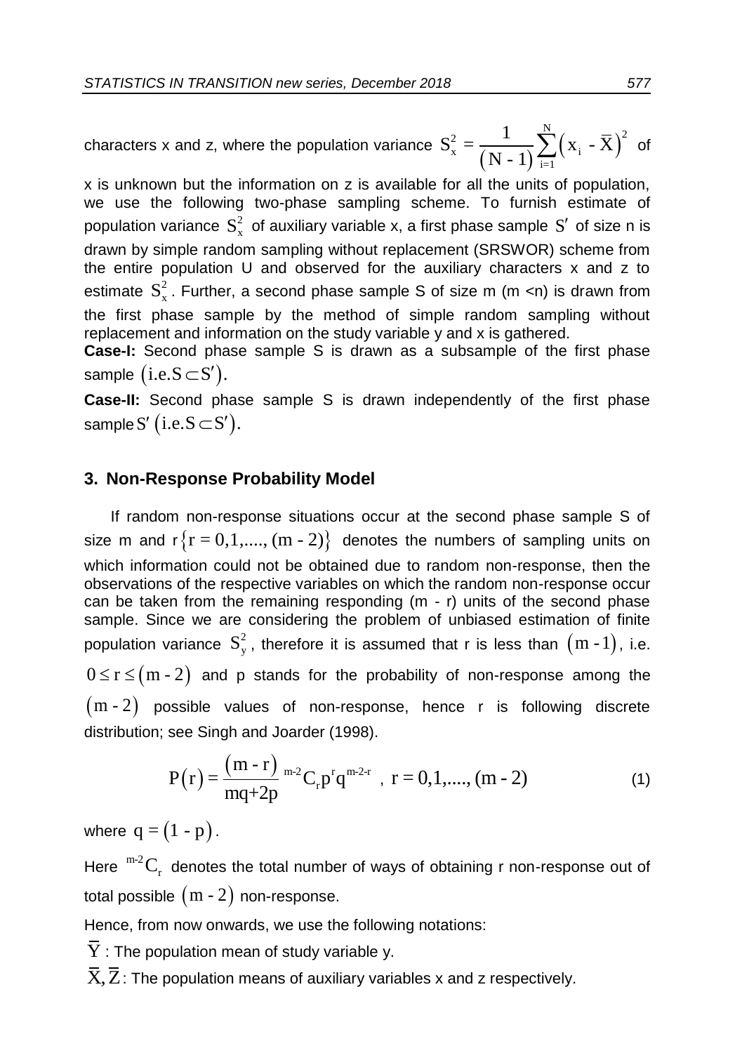characters x and z, where the population variance $S_x^2 = \frac{1}{(N-1)}\sum_{i=1}^{N}\left(x_i - \bar{X}\right)^2$ of x is unknown but the information on z is available for all the units of population, we use the following two-phase sampling scheme. To furnish estimate of population variance $S_x^2$ of auxiliary variable x, a first phase sample $S'$ of size n is drawn by simple random sampling without replacement (SRSWOR) scheme from the entire population U and observed for the auxiliary characters x and z to estimate $S_x^2$. Further, a second phase sample S of size m (m <n) is drawn from the first phase sample by the method of simple random sampling without replacement and information on the study variable y and x is gathered.

**Case-I:** Second phase sample S is drawn as a subsample of the first phase sample $\left(\text{i.e.} S \subset S'\right)$.

**Case-II:** Second phase sample S is drawn independently of the first phase sample $S'$ $\left(\text{i.e.} S \subset S'\right)$.

## 3. Non-Response Probability Model

If random non-response situations occur at the second phase sample S of size m and $r\{r = 0,1,...., (m-2)\}$ denotes the numbers of sampling units on which information could not be obtained due to random non-response, then the observations of the respective variables on which the random non-response occur can be taken from the remaining responding (m - r) units of the second phase sample. Since we are considering the problem of unbiased estimation of finite population variance $S_y^2$, therefore it is assumed that r is less than $(m-1)$, i.e. $0 \le r \le (m-2)$ and p stands for the probability of non-response among the $(m-2)$ possible values of non-response, hence r is following discrete distribution; see Singh and Joarder (1998).

$$P(r) = \frac{(m-r)}{mq+2p}\,{}^{m-2}C_r p^r q^{m-2-r}\ ,\ r = 0,1,...., (m-2) \tag{1}$$

where $q = (1-p)$.

Here ${}^{m-2}C_r$ denotes the total number of ways of obtaining r non-response out of total possible $(m-2)$ non-response.

Hence, from now onwards, we use the following notations:

$\bar{Y}$ : The population mean of study variable y.

$\bar{X}, \bar{Z}$ : The population means of auxiliary variables x and z respectively.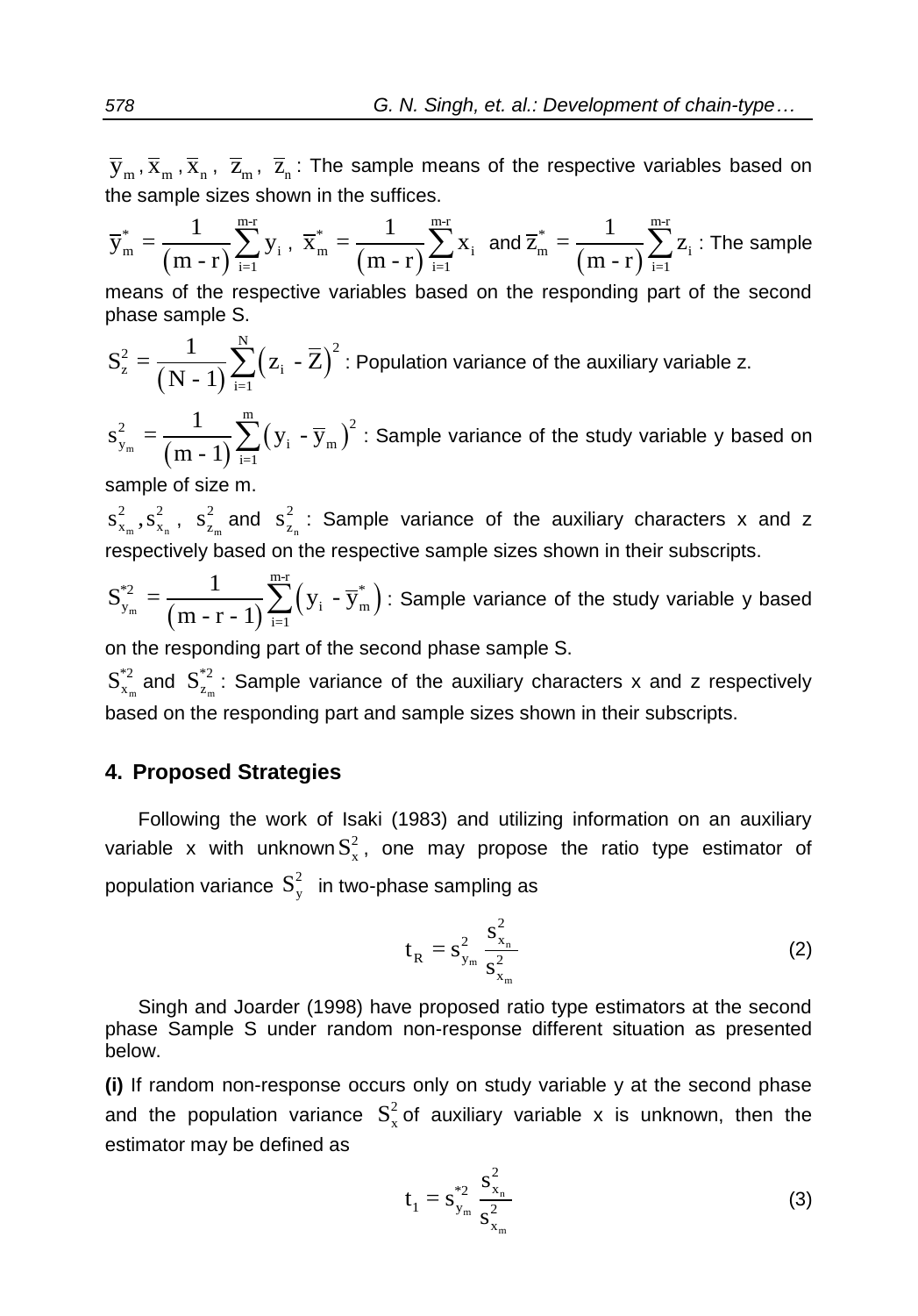$\bar{y}_m, \bar{x}_m, \bar{x}_n, \bar{z}_m, \bar{z}_n$ : The sample means of the respective variables based on the sample sizes shown in the suffices.

$\bar{y}_m^* = \frac{1}{(m - r)}\sum_{i=1}^{m-r} y_i$ , $\bar{x}_m^* = \frac{1}{(m - r)}\sum_{i=1}^{m-r} x_i$ and $\bar{z}_m^* = \frac{1}{(m - r)}\sum_{i=1}^{m-r} z_i$ : The sample means of the respective variables based on the responding part of the second phase sample S.

$S_z^2 = \frac{1}{(N - 1)}\sum_{i=1}^{N}\left(z_i - \bar{Z}\right)^2$ : Population variance of the auxiliary variable z.

$s_{y_m}^2 = \frac{1}{(m - 1)}\sum_{i=1}^{m}\left(y_i - \bar{y}_m\right)^2$ : Sample variance of the study variable y based on sample of size m.

$s_{x_m}^2, s_{x_n}^2$ , $s_{z_m}^2$ and $s_{z_n}^2$ : Sample variance of the auxiliary characters x and z respectively based on the respective sample sizes shown in their subscripts.

$S_{y_m}^{*2} = \frac{1}{(m - r - 1)}\sum_{i=1}^{m-r}\left(y_i - \bar{y}_m^*\right)$ : Sample variance of the study variable y based on the responding part of the second phase sample S.

$S_{x_m}^{*2}$ and $S_{z_m}^{*2}$ : Sample variance of the auxiliary characters x and z respectively based on the responding part and sample sizes shown in their subscripts.

## 4. Proposed Strategies

Following the work of Isaki (1983) and utilizing information on an auxiliary variable x with unknown $S_x^2$, one may propose the ratio type estimator of population variance $S_y^2$ in two-phase sampling as

$$t_R = s_{y_m}^2 \frac{s_{x_n}^2}{s_{x_m}^2} \tag{2}$$

Singh and Joarder (1998) have proposed ratio type estimators at the second phase Sample S under random non-response different situation as presented below.

**(i)** If random non-response occurs only on study variable y at the second phase and the population variance $S_x^2$ of auxiliary variable x is unknown, then the estimator may be defined as

$$t_1 = s_{y_m}^{*2} \frac{s_{x_n}^2}{s_{x_m}^2} \tag{3}$$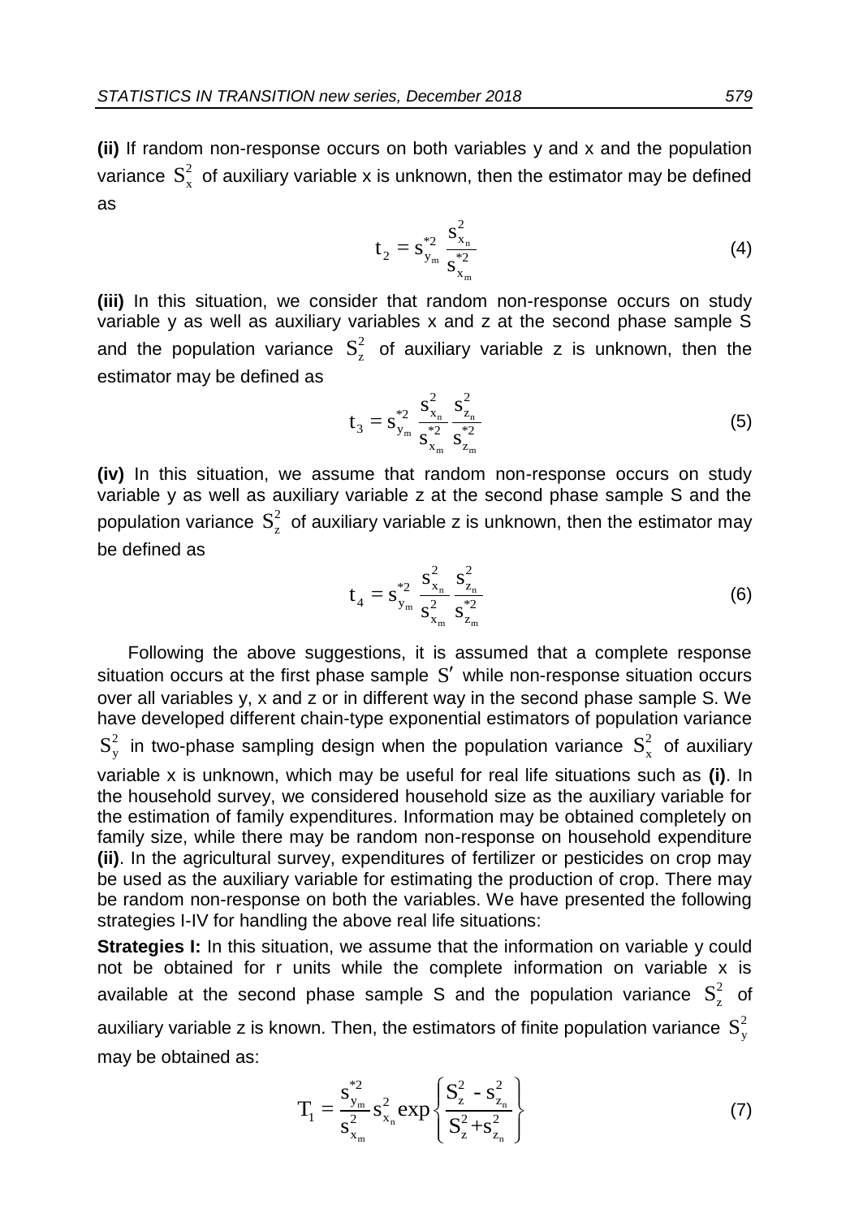**(ii)** If random non-response occurs on both variables y and x and the population variance $S_x^2$ of auxiliary variable x is unknown, then the estimator may be defined as

$$t_2 = s_{y_m}^{*2} \frac{s_{x_n}^2}{s_{x_m}^{*2}} \tag{4}$$

**(iii)** In this situation, we consider that random non-response occurs on study variable y as well as auxiliary variables x and z at the second phase sample S and the population variance $S_z^2$ of auxiliary variable z is unknown, then the estimator may be defined as

$$t_3 = s_{y_m}^{*2} \frac{s_{x_n}^2}{s_{x_m}^{*2}} \frac{s_{z_n}^2}{s_{z_m}^{*2}} \tag{5}$$

**(iv)** In this situation, we assume that random non-response occurs on study variable y as well as auxiliary variable z at the second phase sample S and the population variance $S_z^2$ of auxiliary variable z is unknown, then the estimator may be defined as

$$t_4 = s_{y_m}^{*2} \frac{s_{x_n}^2}{s_{x_m}^2} \frac{s_{z_n}^2}{s_{z_m}^{*2}} \tag{6}$$

Following the above suggestions, it is assumed that a complete response situation occurs at the first phase sample $S'$ while non-response situation occurs over all variables y, x and z or in different way in the second phase sample S. We have developed different chain-type exponential estimators of population variance $S_y^2$ in two-phase sampling design when the population variance $S_x^2$ of auxiliary variable x is unknown, which may be useful for real life situations such as **(i)**. In the household survey, we considered household size as the auxiliary variable for the estimation of family expenditures. Information may be obtained completely on family size, while there may be random non-response on household expenditure **(ii)**. In the agricultural survey, expenditures of fertilizer or pesticides on crop may be used as the auxiliary variable for estimating the production of crop. There may be random non-response on both the variables. We have presented the following strategies I-IV for handling the above real life situations:

**Strategies I:** In this situation, we assume that the information on variable y could not be obtained for r units while the complete information on variable x is available at the second phase sample S and the population variance $S_z^2$ of auxiliary variable z is known. Then, the estimators of finite population variance $S_y^2$ may be obtained as:

$$T_1 = \frac{s_{y_m}^{*2}}{s_{x_m}^2} s_{x_n}^2 \exp\left\{ \frac{S_z^2 - s_{z_n}^2}{S_z^2 + s_{z_n}^2} \right\} \tag{7}$$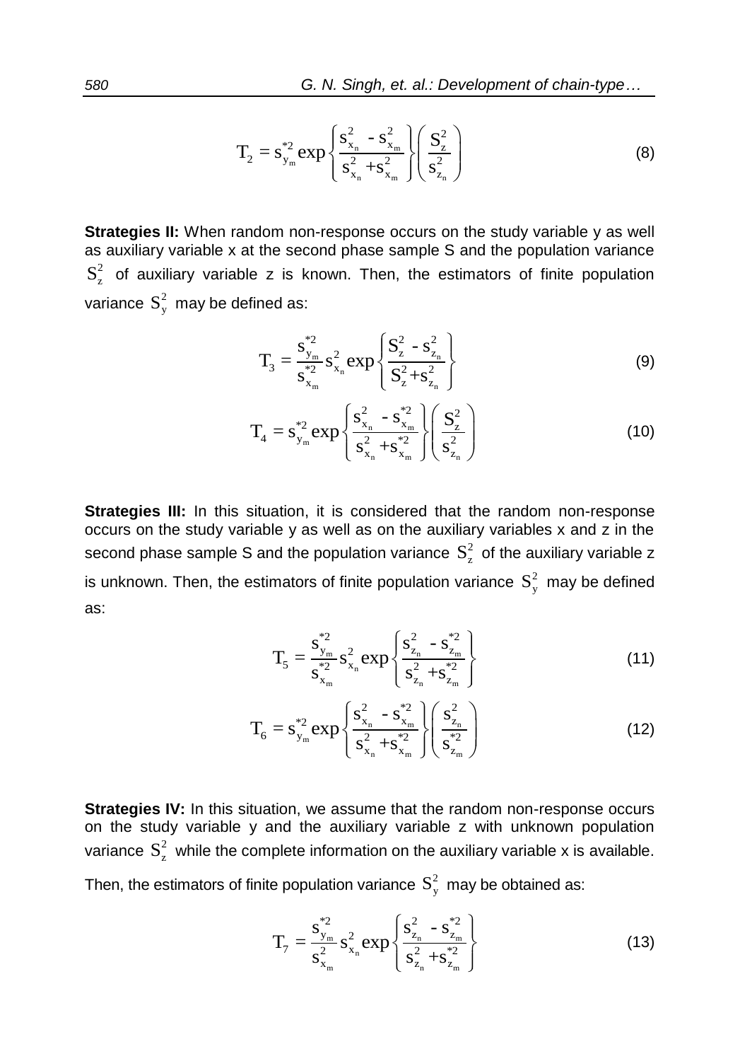$$T_2 = s_{y_m}^{*2} \exp\left\{\frac{s_{x_n}^2 - s_{x_m}^2}{s_{x_n}^2 + s_{x_m}^2}\right\}\left(\frac{S_z^2}{s_{z_n}^2}\right) \tag{8}$$

**Strategies II:** When random non-response occurs on the study variable y as well as auxiliary variable x at the second phase sample S and the population variance $S_z^2$ of auxiliary variable z is known. Then, the estimators of finite population variance $S_y^2$ may be defined as:

$$T_3 = \frac{s_{y_m}^{*2}}{s_{x_m}^{*2}} s_{x_n}^2 \exp\left\{\frac{S_z^2 - s_{z_n}^2}{S_z^2 + s_{z_n}^2}\right\} \tag{9}$$

$$T_4 = s_{y_m}^{*2} \exp\left\{\frac{s_{x_n}^2 - s_{x_m}^{*2}}{s_{x_n}^2 + s_{x_m}^{*2}}\right\}\left(\frac{S_z^2}{s_{z_n}^2}\right) \tag{10}$$

**Strategies III:** In this situation, it is considered that the random non-response occurs on the study variable y as well as on the auxiliary variables x and z in the second phase sample S and the population variance $S_z^2$ of the auxiliary variable z is unknown. Then, the estimators of finite population variance $S_y^2$ may be defined as:

$$T_5 = \frac{s_{y_m}^{*2}}{s_{x_m}^{*2}} s_{x_n}^2 \exp\left\{\frac{s_{z_n}^2 - s_{z_m}^{*2}}{s_{z_n}^2 + s_{z_m}^{*2}}\right\} \tag{11}$$

$$T_6 = s_{y_m}^{*2} \exp\left\{\frac{s_{x_n}^2 - s_{x_m}^{*2}}{s_{x_n}^2 + s_{x_m}^{*2}}\right\}\left(\frac{s_{z_n}^2}{s_{z_m}^{*2}}\right) \tag{12}$$

**Strategies IV:** In this situation, we assume that the random non-response occurs on the study variable y and the auxiliary variable z with unknown population variance $S_z^2$ while the complete information on the auxiliary variable x is available. Then, the estimators of finite population variance $S_y^2$ may be obtained as:

$$T_7 = \frac{s_{y_m}^{*2}}{s_{x_m}^2} s_{x_n}^2 \exp\left\{\frac{s_{z_n}^2 - s_{z_m}^{*2}}{s_{z_n}^2 + s_{z_m}^{*2}}\right\} \tag{13}$$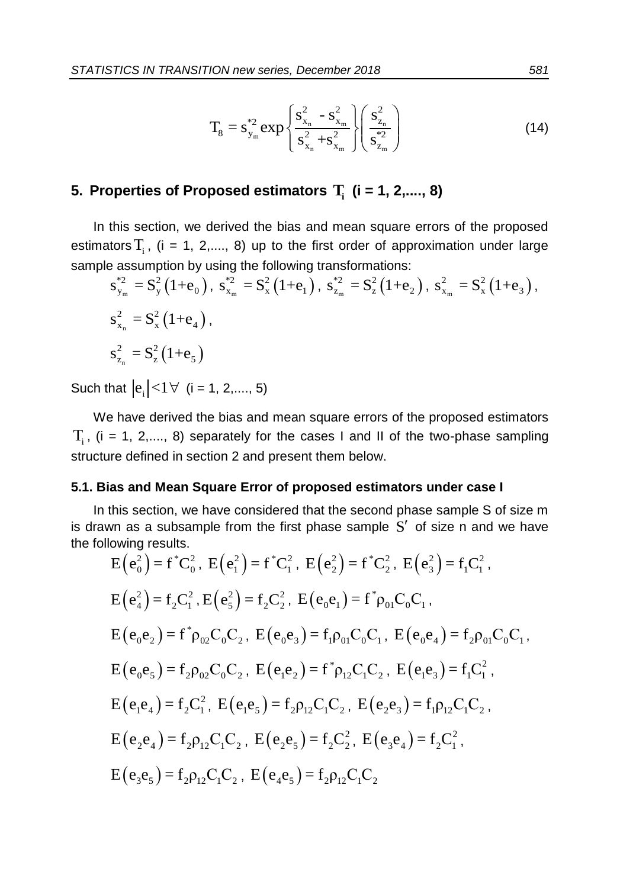$$T_8 = s_{y_m}^{*2} \exp\left\{ \frac{s_{x_n}^2 - s_{x_m}^2}{s_{x_n}^2 + s_{x_m}^2} \right\} \left( \frac{s_{z_n}^2}{s_{z_m}^{*2}} \right) \tag{14}$$

## 5. Properties of Proposed estimators $T_i$ (i = 1, 2,...., 8)

In this section, we derived the bias and mean square errors of the proposed estimators $T_i$, (i = 1, 2,...., 8) up to the first order of approximation under large sample assumption by using the following transformations:

$$s_{y_m}^{*2} = S_y^2(1+e_0),\ s_{x_m}^{*2} = S_x^2(1+e_1),\ s_{z_m}^{*2} = S_z^2(1+e_2),\ s_{x_m}^2 = S_x^2(1+e_3),$$

$$s_{x_n}^2 = S_x^2(1+e_4),$$

$$s_{z_n}^2 = S_z^2(1+e_5)$$

Such that $|e_i| < 1 \forall$ (i = 1, 2,...., 5)

We have derived the bias and mean square errors of the proposed estimators $T_i$, (i = 1, 2,...., 8) separately for the cases I and II of the two-phase sampling structure defined in section 2 and present them below.

### 5.1. Bias and Mean Square Error of proposed estimators under case I

In this section, we have considered that the second phase sample S of size m is drawn as a subsample from the first phase sample $S'$ of size n and we have the following results.

$$E(e_0^2) = f^* C_0^2,\ E(e_1^2) = f^* C_1^2,\ E(e_2^2) = f^* C_2^2,\ E(e_3^2) = f_1 C_1^2,$$

$$E(e_4^2) = f_2 C_1^2,\ E(e_5^2) = f_2 C_2^2,\ E(e_0 e_1) = f^* \rho_{01} C_0 C_1,$$

$$E(e_0 e_2) = f^* \rho_{02} C_0 C_2,\ E(e_0 e_3) = f_1 \rho_{01} C_0 C_1,\ E(e_0 e_4) = f_2 \rho_{01} C_0 C_1,$$

$$E(e_0 e_5) = f_2 \rho_{02} C_0 C_2,\ E(e_1 e_2) = f^* \rho_{12} C_1 C_2,\ E(e_1 e_3) = f_1 C_1^2,$$

$$E(e_1 e_4) = f_2 C_1^2,\ E(e_1 e_5) = f_2 \rho_{12} C_1 C_2,\ E(e_2 e_3) = f_1 \rho_{12} C_1 C_2,$$

$$E(e_2 e_4) = f_2 \rho_{12} C_1 C_2,\ E(e_2 e_5) = f_2 C_2^2,\ E(e_3 e_4) = f_2 C_1^2,$$

$$E(e_3 e_5) = f_2 \rho_{12} C_1 C_2,\ E(e_4 e_5) = f_2 \rho_{12} C_1 C_2$$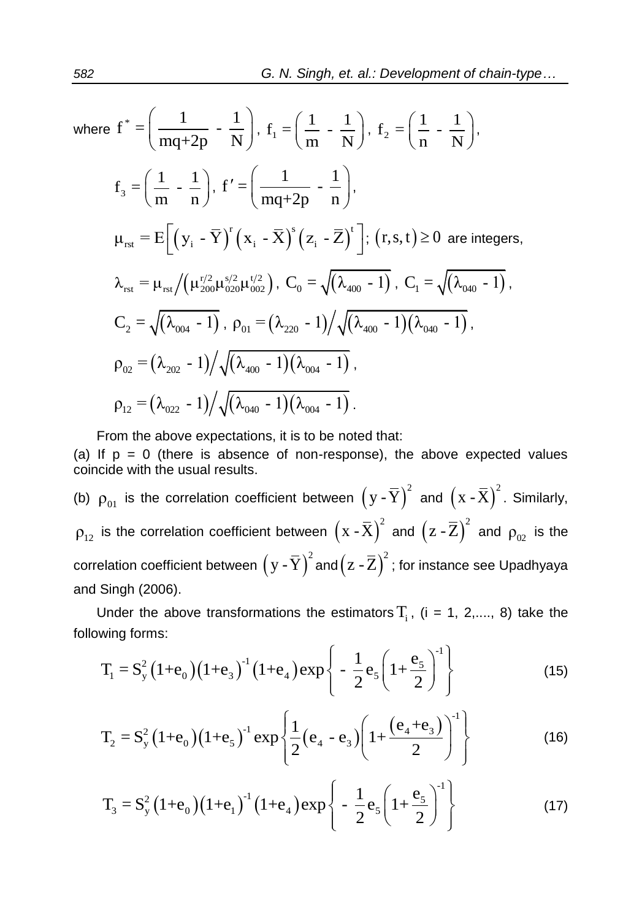where $f^* = \left(\dfrac{1}{mq+2p} - \dfrac{1}{N}\right)$, $f_1 = \left(\dfrac{1}{m} - \dfrac{1}{N}\right)$, $f_2 = \left(\dfrac{1}{n} - \dfrac{1}{N}\right)$,

$$f_3 = \left(\frac{1}{m} - \frac{1}{n}\right),\ f' = \left(\frac{1}{mq+2p} - \frac{1}{n}\right),$$

$\mu_{rst} = E\left[\left(y_i - \bar{Y}\right)^r \left(x_i - \bar{X}\right)^s \left(z_i - \bar{Z}\right)^t\right];\ \left(r, s, t\right) \geq 0$ are integers,

$$\lambda_{rst} = \mu_{rst} \Big/ \left(\mu_{200}^{r/2}\mu_{020}^{s/2}\mu_{002}^{t/2}\right),\ C_0 = \sqrt{\left(\lambda_{400} - 1\right)},\ C_1 = \sqrt{\left(\lambda_{040} - 1\right)},$$

$$C_2 = \sqrt{\left(\lambda_{004} - 1\right)},\ \rho_{01} = \left(\lambda_{220} - 1\right) \Big/ \sqrt{\left(\lambda_{400} - 1\right)\left(\lambda_{040} - 1\right)},$$

$$\rho_{02} = \left(\lambda_{202} - 1\right) \Big/ \sqrt{\left(\lambda_{400} - 1\right)\left(\lambda_{004} - 1\right)},$$

$$\rho_{12} = \left(\lambda_{022} - 1\right) \Big/ \sqrt{\left(\lambda_{040} - 1\right)\left(\lambda_{004} - 1\right)}.$$

From the above expectations, it is to be noted that:

(a) If p = 0 (there is absence of non-response), the above expected values coincide with the usual results.

(b) $\rho_{01}$ is the correlation coefficient between $\left(y - \bar{Y}\right)^2$ and $\left(x - \bar{X}\right)^2$. Similarly, $\rho_{12}$ is the correlation coefficient between $\left(x - \bar{X}\right)^2$ and $\left(z - \bar{Z}\right)^2$ and $\rho_{02}$ is the correlation coefficient between $\left(y - \bar{Y}\right)^2$ and $\left(z - \bar{Z}\right)^2$; for instance see Upadhyaya and Singh (2006).

Under the above transformations the estimators $T_i$, (i = 1, 2,...., 8) take the following forms:

$$T_1 = S_y^2\left(1+e_0\right)\left(1+e_3\right)^{-1}\left(1+e_4\right)\exp\left\{-\frac{1}{2}e_5\left(1+\frac{e_5}{2}\right)^{-1}\right\} \tag{15}$$

$$T_2 = S_y^2\left(1+e_0\right)\left(1+e_5\right)^{-1}\exp\left\{\frac{1}{2}\left(e_4 - e_3\right)\left(1+\frac{\left(e_4+e_3\right)}{2}\right)^{-1}\right\} \tag{16}$$

$$T_3 = S_y^2\left(1+e_0\right)\left(1+e_1\right)^{-1}\left(1+e_4\right)\exp\left\{-\frac{1}{2}e_5\left(1+\frac{e_5}{2}\right)^{-1}\right\} \tag{17}$$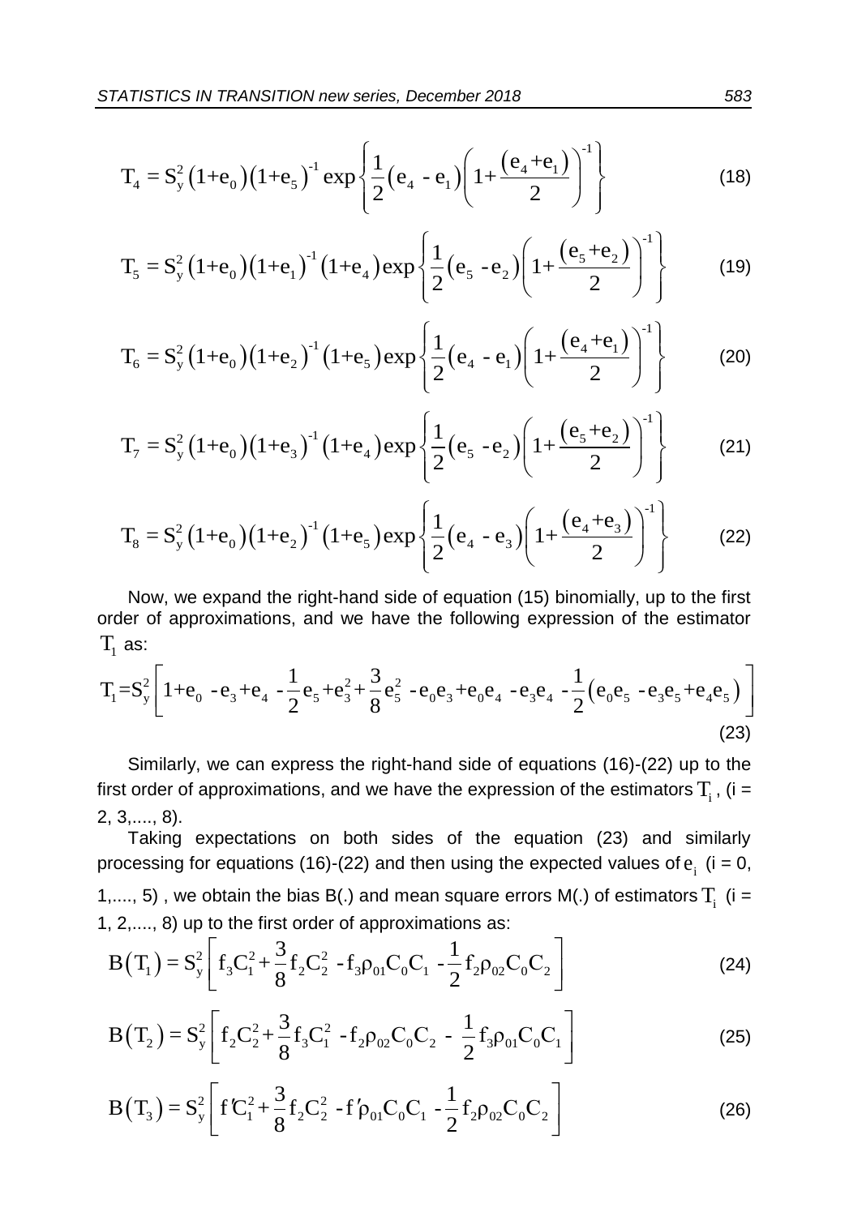$$T_4 = S_y^2 \left(1+e_0\right)\left(1+e_5\right)^{-1} \exp\left\{\frac{1}{2}\left(e_4 - e_1\right)\left(1+\frac{\left(e_4+e_1\right)}{2}\right)^{-1}\right\} \tag{18}$$

$$T_5 = S_y^2 \left(1+e_0\right)\left(1+e_1\right)^{-1}\left(1+e_4\right) \exp\left\{\frac{1}{2}\left(e_5 - e_2\right)\left(1+\frac{\left(e_5+e_2\right)}{2}\right)^{-1}\right\} \tag{19}$$

$$T_6 = S_y^2 \left(1+e_0\right)\left(1+e_2\right)^{-1}\left(1+e_5\right) \exp\left\{\frac{1}{2}\left(e_4 - e_1\right)\left(1+\frac{\left(e_4+e_1\right)}{2}\right)^{-1}\right\} \tag{20}$$

$$T_7 = S_y^2 \left(1+e_0\right)\left(1+e_3\right)^{-1}\left(1+e_4\right) \exp\left\{\frac{1}{2}\left(e_5 - e_2\right)\left(1+\frac{\left(e_5+e_2\right)}{2}\right)^{-1}\right\} \tag{21}$$

$$T_8 = S_y^2 \left(1+e_0\right)\left(1+e_2\right)^{-1}\left(1+e_5\right) \exp\left\{\frac{1}{2}\left(e_4 - e_3\right)\left(1+\frac{\left(e_4+e_3\right)}{2}\right)^{-1}\right\} \tag{22}$$

Now, we expand the right-hand side of equation (15) binomially, up to the first order of approximations, and we have the following expression of the estimator $T_1$ as:

$$T_1 = S_y^2\left[1+e_0 - e_3 + e_4 - \frac{1}{2}e_5 + e_3^2 + \frac{3}{8}e_5^2 - e_0e_3 + e_0e_4 - e_3e_4 - \frac{1}{2}\left(e_0e_5 - e_3e_5 + e_4e_5\right)\right] \tag{23}$$

Similarly, we can express the right-hand side of equations (16)-(22) up to the first order of approximations, and we have the expression of the estimators $T_i$, (i = 2, 3,...., 8).

Taking expectations on both sides of the equation (23) and similarly processing for equations (16)-(22) and then using the expected values of $e_i$ (i = 0, 1,...., 5) , we obtain the bias B(.) and mean square errors M(.) of estimators $T_i$ (i = 1, 2,...., 8) up to the first order of approximations as:

$$B\left(T_1\right) = S_y^2\left[f_3C_1^2 + \frac{3}{8}f_2C_2^2 - f_3\rho_{01}C_0C_1 - \frac{1}{2}f_2\rho_{02}C_0C_2\right] \tag{24}$$

$$B\left(T_2\right) = S_y^2\left[f_2C_2^2 + \frac{3}{8}f_3C_1^2 - f_2\rho_{02}C_0C_2 - \frac{1}{2}f_3\rho_{01}C_0C_1\right] \tag{25}$$

$$B\left(T_3\right) = S_y^2\left[f'C_1^2 + \frac{3}{8}f_2C_2^2 - f'\rho_{01}C_0C_1 - \frac{1}{2}f_2\rho_{02}C_0C_2\right] \tag{26}$$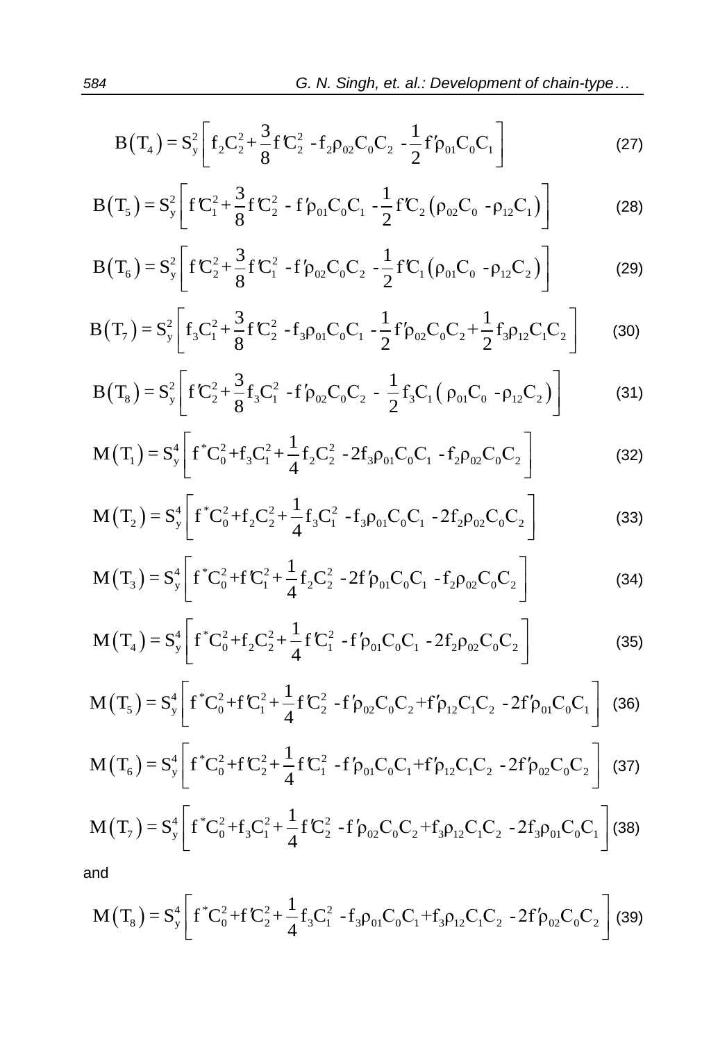$$B\left(T_4\right) = S_y^2\left[ f_2 C_2^2 + \frac{3}{8} f' C_2^2 - f_2 \rho_{02} C_0 C_2 - \frac{1}{2} f' \rho_{01} C_0 C_1 \right] \quad (27)$$

$$B\left(T_5\right) = S_y^2\left[ f' C_1^2 + \frac{3}{8} f' C_2^2 - f' \rho_{01} C_0 C_1 - \frac{1}{2} f' C_2 \left( \rho_{02} C_0 - \rho_{12} C_1 \right) \right] \quad (28)$$

$$B\left(T_6\right) = S_y^2\left[ f' C_2^2 + \frac{3}{8} f' C_1^2 - f' \rho_{02} C_0 C_2 - \frac{1}{2} f' C_1 \left( \rho_{01} C_0 - \rho_{12} C_2 \right) \right] \quad (29)$$

$$B\left(T_7\right) = S_y^2\left[ f_3 C_1^2 + \frac{3}{8} f' C_2^2 - f_3 \rho_{01} C_0 C_1 - \frac{1}{2} f' \rho_{02} C_0 C_2 + \frac{1}{2} f_3 \rho_{12} C_1 C_2 \right] \quad (30)$$

$$B\left(T_8\right) = S_y^2\left[ f' C_2^2 + \frac{3}{8} f_3 C_1^2 - f' \rho_{02} C_0 C_2 - \frac{1}{2} f_3 C_1 \left( \rho_{01} C_0 - \rho_{12} C_2 \right) \right] \quad (31)$$

$$M\left(T_1\right) = S_y^4\left[ f^* C_0^2 + f_3 C_1^2 + \frac{1}{4} f_2 C_2^2 - 2 f_3 \rho_{01} C_0 C_1 - f_2 \rho_{02} C_0 C_2 \right] \quad (32)$$

$$M\left(T_2\right) = S_y^4\left[ f^* C_0^2 + f_2 C_2^2 + \frac{1}{4} f_3 C_1^2 - f_3 \rho_{01} C_0 C_1 - 2 f_2 \rho_{02} C_0 C_2 \right] \quad (33)$$

$$M\left(T_3\right) = S_y^4\left[ f^* C_0^2 + f' C_1^2 + \frac{1}{4} f_2 C_2^2 - 2 f' \rho_{01} C_0 C_1 - f_2 \rho_{02} C_0 C_2 \right] \quad (34)$$

$$M\left(T_4\right) = S_y^4\left[ f^* C_0^2 + f_2 C_2^2 + \frac{1}{4} f' C_1^2 - f' \rho_{01} C_0 C_1 - 2 f_2 \rho_{02} C_0 C_2 \right] \quad (35)$$

$$M\left(T_5\right) = S_y^4\left[ f^* C_0^2 + f' C_1^2 + \frac{1}{4} f' C_2^2 - f' \rho_{02} C_0 C_2 + f' \rho_{12} C_1 C_2 - 2 f' \rho_{01} C_0 C_1 \right] \quad (36)$$

$$M\left(T_6\right) = S_y^4\left[ f^* C_0^2 + f' C_2^2 + \frac{1}{4} f' C_1^2 - f' \rho_{01} C_0 C_1 + f' \rho_{12} C_1 C_2 - 2 f' \rho_{02} C_0 C_2 \right] \quad (37)$$

$$M\left(T_7\right) = S_y^4\left[ f^* C_0^2 + f_3 C_1^2 + \frac{1}{4} f' C_2^2 - f' \rho_{02} C_0 C_2 + f_3 \rho_{12} C_1 C_2 - 2 f_3 \rho_{01} C_0 C_1 \right] \quad (38)$$

and

$$M\left(T_8\right) = S_y^4\left[ f^* C_0^2 + f' C_2^2 + \frac{1}{4} f_3 C_1^2 - f_3 \rho_{01} C_0 C_1 + f_3 \rho_{12} C_1 C_2 - 2 f' \rho_{02} C_0 C_2 \right] \quad (39)$$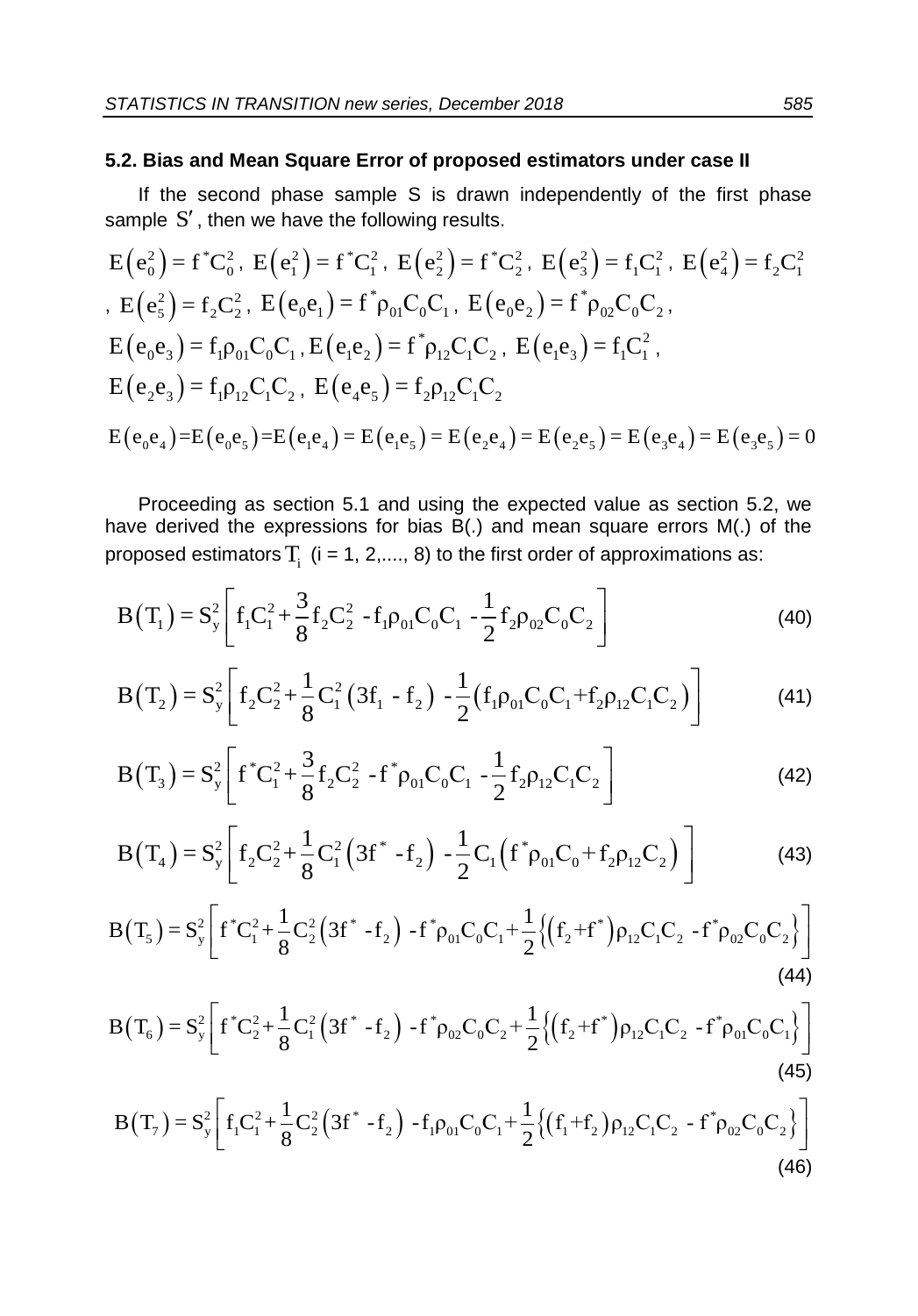## 5.2. Bias and Mean Square Error of proposed estimators under case II

If the second phase sample S is drawn independently of the first phase sample $S'$, then we have the following results.

$E\left(e_0^2\right) = f^*C_0^2$, $E\left(e_1^2\right) = f^*C_1^2$, $E\left(e_2^2\right) = f^*C_2^2$, $E\left(e_3^2\right) = f_1C_1^2$, $E\left(e_4^2\right) = f_2C_1^2$, $E\left(e_5^2\right) = f_2C_2^2$, $E\left(e_0e_1\right) = f^*\rho_{01}C_0C_1$, $E\left(e_0e_2\right) = f^*\rho_{02}C_0C_2$,

$E\left(e_0e_3\right) = f_1\rho_{01}C_0C_1$, $E\left(e_1e_2\right) = f^*\rho_{12}C_1C_2$, $E\left(e_1e_3\right) = f_1C_1^2$,

$E\left(e_2e_3\right) = f_1\rho_{12}C_1C_2$, $E\left(e_4e_5\right) = f_2\rho_{12}C_1C_2$

$E\left(e_0e_4\right)=E\left(e_0e_5\right)=E\left(e_1e_4\right) = E\left(e_1e_5\right) = E\left(e_2e_4\right) = E\left(e_2e_5\right) = E\left(e_3e_4\right) = E\left(e_3e_5\right) = 0$

Proceeding as section 5.1 and using the expected value as section 5.2, we have derived the expressions for bias B(.) and mean square errors M(.) of the proposed estimators $T_i$ (i = 1, 2,...., 8) to the first order of approximations as:

$$B\left(T_1\right) = S_y^2\left[f_1C_1^2+\frac{3}{8}f_2C_2^2 - f_1\rho_{01}C_0C_1 - \frac{1}{2}f_2\rho_{02}C_0C_2\right] \tag{40}$$

$$B\left(T_2\right) = S_y^2\left[f_2C_2^2+\frac{1}{8}C_1^2\left(3f_1 - f_2\right) - \frac{1}{2}\left(f_1\rho_{01}C_0C_1+f_2\rho_{12}C_1C_2\right)\right] \tag{41}$$

$$B\left(T_3\right) = S_y^2\left[f^*C_1^2+\frac{3}{8}f_2C_2^2 - f^*\rho_{01}C_0C_1 - \frac{1}{2}f_2\rho_{12}C_1C_2\right] \tag{42}$$

$$B\left(T_4\right) = S_y^2\left[f_2C_2^2+\frac{1}{8}C_1^2\left(3f^* - f_2\right) - \frac{1}{2}C_1\left(f^*\rho_{01}C_0+f_2\rho_{12}C_2\right)\right] \tag{43}$$

$$B\left(T_5\right) = S_y^2\left[f^*C_1^2+\frac{1}{8}C_2^2\left(3f^* - f_2\right) - f^*\rho_{01}C_0C_1+\frac{1}{2}\left\{\left(f_2+f^*\right)\rho_{12}C_1C_2 - f^*\rho_{02}C_0C_2\right\}\right] \tag{44}$$

$$B\left(T_6\right) = S_y^2\left[f^*C_2^2+\frac{1}{8}C_1^2\left(3f^* - f_2\right) - f^*\rho_{02}C_0C_2+\frac{1}{2}\left\{\left(f_2+f^*\right)\rho_{12}C_1C_2 - f^*\rho_{01}C_0C_1\right\}\right] \tag{45}$$

$$B\left(T_7\right) = S_y^2\left[f_1C_1^2+\frac{1}{8}C_2^2\left(3f^* - f_2\right) - f_1\rho_{01}C_0C_1+\frac{1}{2}\left\{\left(f_1+f_2\right)\rho_{12}C_1C_2 - f^*\rho_{02}C_0C_2\right\}\right] \tag{46}$$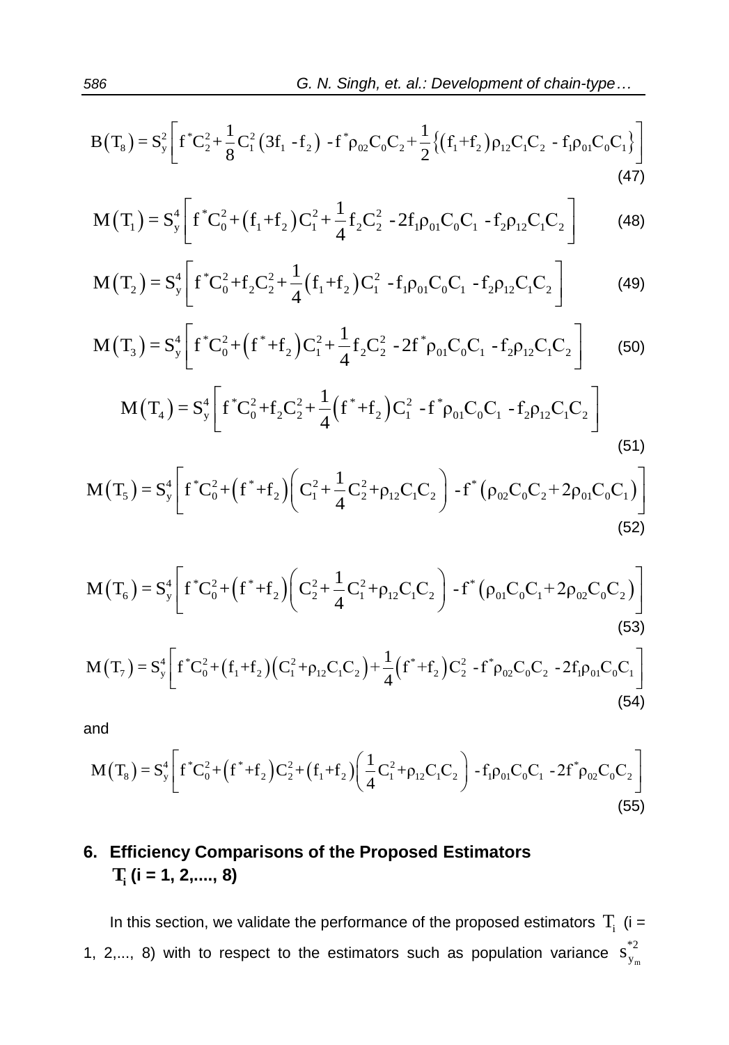$$B(T_8) = S_y^2\left[f^*C_2^2+\frac{1}{8}C_1^2(3f_1-f_2)-f^*\rho_{02}C_0C_2+\frac{1}{2}\left\{(f_1+f_2)\rho_{12}C_1C_2-f_1\rho_{01}C_0C_1\right\}\right] \tag{47}$$

$$M(T_1) = S_y^4\left[f^*C_0^2+(f_1+f_2)C_1^2+\frac{1}{4}f_2C_2^2-2f_1\rho_{01}C_0C_1-f_2\rho_{12}C_1C_2\right] \tag{48}$$

$$M(T_2) = S_y^4\left[f^*C_0^2+f_2C_2^2+\frac{1}{4}(f_1+f_2)C_1^2-f_1\rho_{01}C_0C_1-f_2\rho_{12}C_1C_2\right] \tag{49}$$

$$M(T_3) = S_y^4\left[f^*C_0^2+(f^*+f_2)C_1^2+\frac{1}{4}f_2C_2^2-2f^*\rho_{01}C_0C_1-f_2\rho_{12}C_1C_2\right] \tag{50}$$

$$M(T_4) = S_y^4\left[f^*C_0^2+f_2C_2^2+\frac{1}{4}(f^*+f_2)C_1^2-f^*\rho_{01}C_0C_1-f_2\rho_{12}C_1C_2\right] \tag{51}$$

$$M(T_5) = S_y^4\left[f^*C_0^2+(f^*+f_2)\left(C_1^2+\frac{1}{4}C_2^2+\rho_{12}C_1C_2\right)-f^*\left(\rho_{02}C_0C_2+2\rho_{01}C_0C_1\right)\right] \tag{52}$$

$$M(T_6) = S_y^4\left[f^*C_0^2+(f^*+f_2)\left(C_2^2+\frac{1}{4}C_1^2+\rho_{12}C_1C_2\right)-f^*\left(\rho_{01}C_0C_1+2\rho_{02}C_0C_2\right)\right] \tag{53}$$

$$M(T_7) = S_y^4\left[f^*C_0^2+(f_1+f_2)\left(C_1^2+\rho_{12}C_1C_2\right)+\frac{1}{4}(f^*+f_2)C_2^2-f^*\rho_{02}C_0C_2-2f_1\rho_{01}C_0C_1\right] \tag{54}$$

and

$$M(T_8) = S_y^4\left[f^*C_0^2+(f^*+f_2)C_2^2+(f_1+f_2)\left(\frac{1}{4}C_1^2+\rho_{12}C_1C_2\right)-f_1\rho_{01}C_0C_1-2f^*\rho_{02}C_0C_2\right] \tag{55}$$

## 6. Efficiency Comparisons of the Proposed Estimators $T_i$ (i = 1, 2,...., 8)

In this section, we validate the performance of the proposed estimators $T_i$ (i = 1, 2,..., 8) with to respect to the estimators such as population variance $s_{y_m}^{*2}$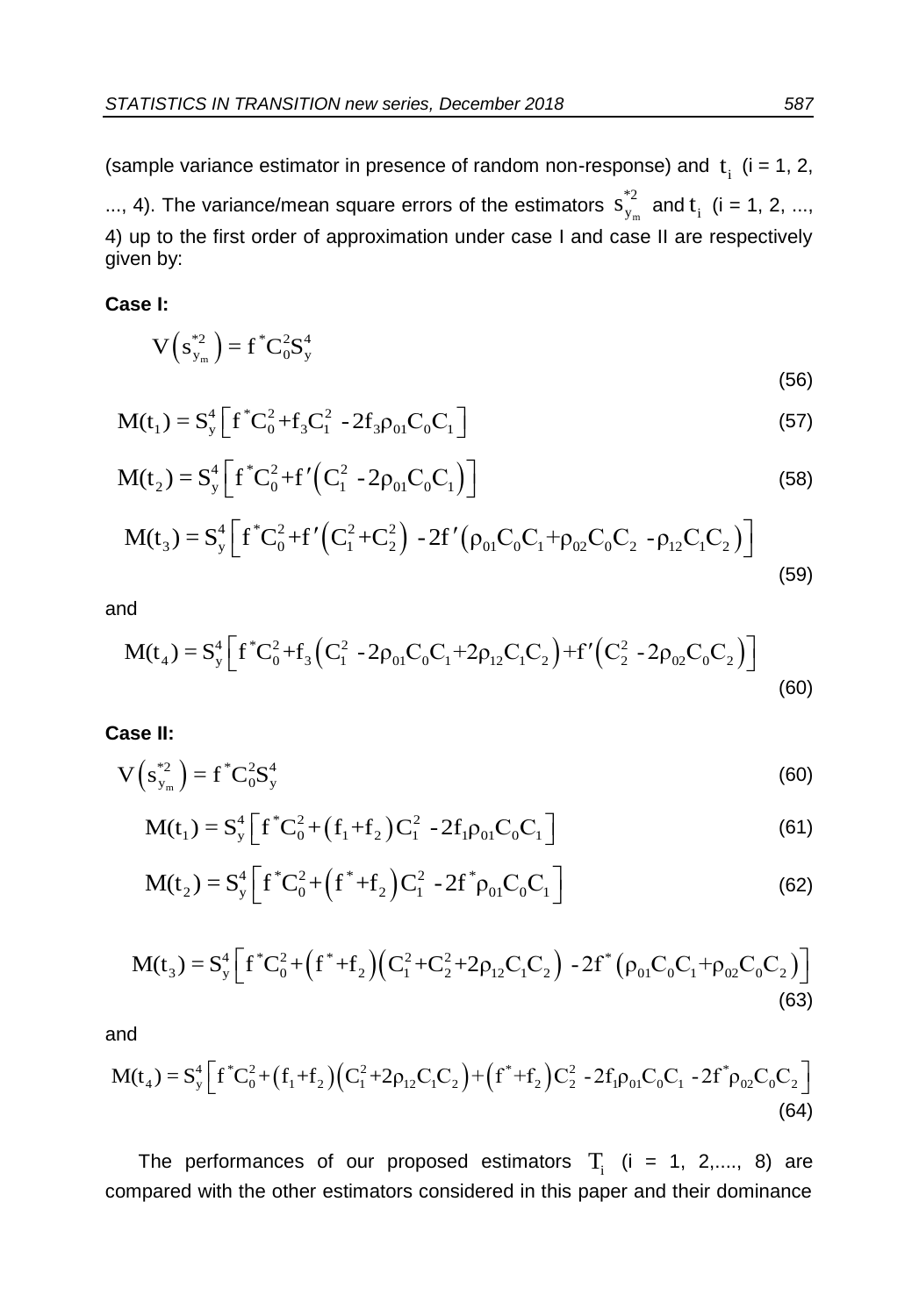(sample variance estimator in presence of random non-response) and $t_i$ (i = 1, 2, ..., 4). The variance/mean square errors of the estimators $s_{y_m}^{*2}$ and $t_i$ (i = 1, 2, ..., 4) up to the first order of approximation under case I and case II are respectively given by:

**Case I:**

$$V\left(s_{y_m}^{*2}\right) = f^{*}C_0^2 S_y^4 \tag{56}$$

$$M(t_1) = S_y^4\left[f^{*}C_0^2 + f_3 C_1^2 - 2f_3\rho_{01}C_0C_1\right] \tag{57}$$

$$M(t_2) = S_y^4\left[f^{*}C_0^2 + f'\left(C_1^2 - 2\rho_{01}C_0C_1\right)\right] \tag{58}$$

$$M(t_3) = S_y^4\left[f^{*}C_0^2 + f'\left(C_1^2 + C_2^2\right) - 2f'\left(\rho_{01}C_0C_1 + \rho_{02}C_0C_2 - \rho_{12}C_1C_2\right)\right] \tag{59}$$

and

$$M(t_4) = S_y^4\left[f^{*}C_0^2 + f_3\left(C_1^2 - 2\rho_{01}C_0C_1 + 2\rho_{12}C_1C_2\right) + f'\left(C_2^2 - 2\rho_{02}C_0C_2\right)\right] \tag{60}$$

**Case II:**

$$V\left(s_{y_m}^{*2}\right) = f^{*}C_0^2 S_y^4 \tag{60}$$

$$M(t_1) = S_y^4\left[f^{*}C_0^2 + \left(f_1 + f_2\right)C_1^2 - 2f_1\rho_{01}C_0C_1\right] \tag{61}$$

$$M(t_2) = S_y^4\left[f^{*}C_0^2 + \left(f^{*} + f_2\right)C_1^2 - 2f^{*}\rho_{01}C_0C_1\right] \tag{62}$$

$$M(t_3) = S_y^4\left[f^{*}C_0^2 + \left(f^{*} + f_2\right)\left(C_1^2 + C_2^2 + 2\rho_{12}C_1C_2\right) - 2f^{*}\left(\rho_{01}C_0C_1 + \rho_{02}C_0C_2\right)\right] \tag{63}$$

and

$$M(t_4) = S_y^4\left[f^{*}C_0^2 + \left(f_1 + f_2\right)\left(C_1^2 + 2\rho_{12}C_1C_2\right) + \left(f^{*} + f_2\right)C_2^2 - 2f_1\rho_{01}C_0C_1 - 2f^{*}\rho_{02}C_0C_2\right] \tag{64}$$

The performances of our proposed estimators $T_i$ (i = 1, 2,...., 8) are compared with the other estimators considered in this paper and their dominance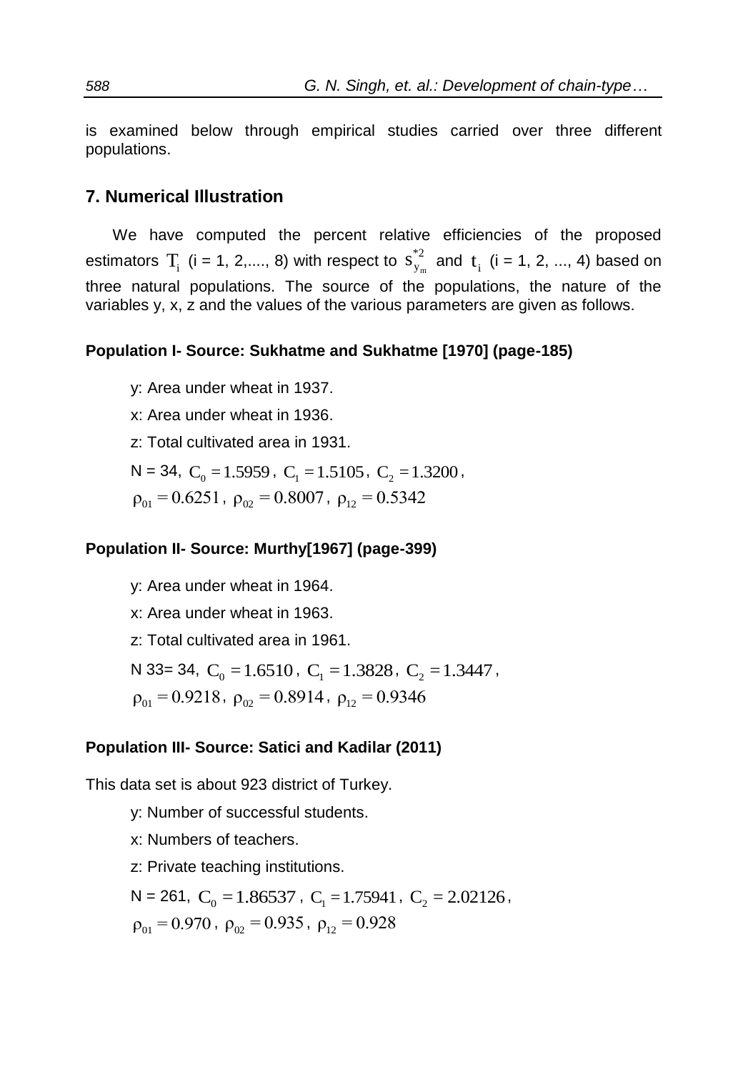is examined below through empirical studies carried over three different populations.

## 7. Numerical Illustration

We have computed the percent relative efficiencies of the proposed estimators $T_i$ (i = 1, 2,...., 8) with respect to $s^{*2}_{y_m}$ and $t_i$ (i = 1, 2, ..., 4) based on three natural populations. The source of the populations, the nature of the variables y, x, z and the values of the various parameters are given as follows.

### Population I- Source: Sukhatme and Sukhatme [1970] (page-185)

y: Area under wheat in 1937.

x: Area under wheat in 1936.

z: Total cultivated area in 1931.

N = 34, $C_0 = 1.5959$, $C_1 = 1.5105$, $C_2 = 1.3200$,

$\rho_{01} = 0.6251$, $\rho_{02} = 0.8007$, $\rho_{12} = 0.5342$

### Population II- Source: Murthy[1967] (page-399)

y: Area under wheat in 1964.

x: Area under wheat in 1963.

z: Total cultivated area in 1961.

N 33= 34, $C_0 = 1.6510$, $C_1 = 1.3828$, $C_2 = 1.3447$,

$\rho_{01} = 0.9218$, $\rho_{02} = 0.8914$, $\rho_{12} = 0.9346$

### Population III- Source: Satici and Kadilar (2011)

This data set is about 923 district of Turkey.

y: Number of successful students.

x: Numbers of teachers.

z: Private teaching institutions.

N = 261, $C_0 = 1.86537$, $C_1 = 1.75941$, $C_2 = 2.02126$,

$\rho_{01} = 0.970$, $\rho_{02} = 0.935$, $\rho_{12} = 0.928$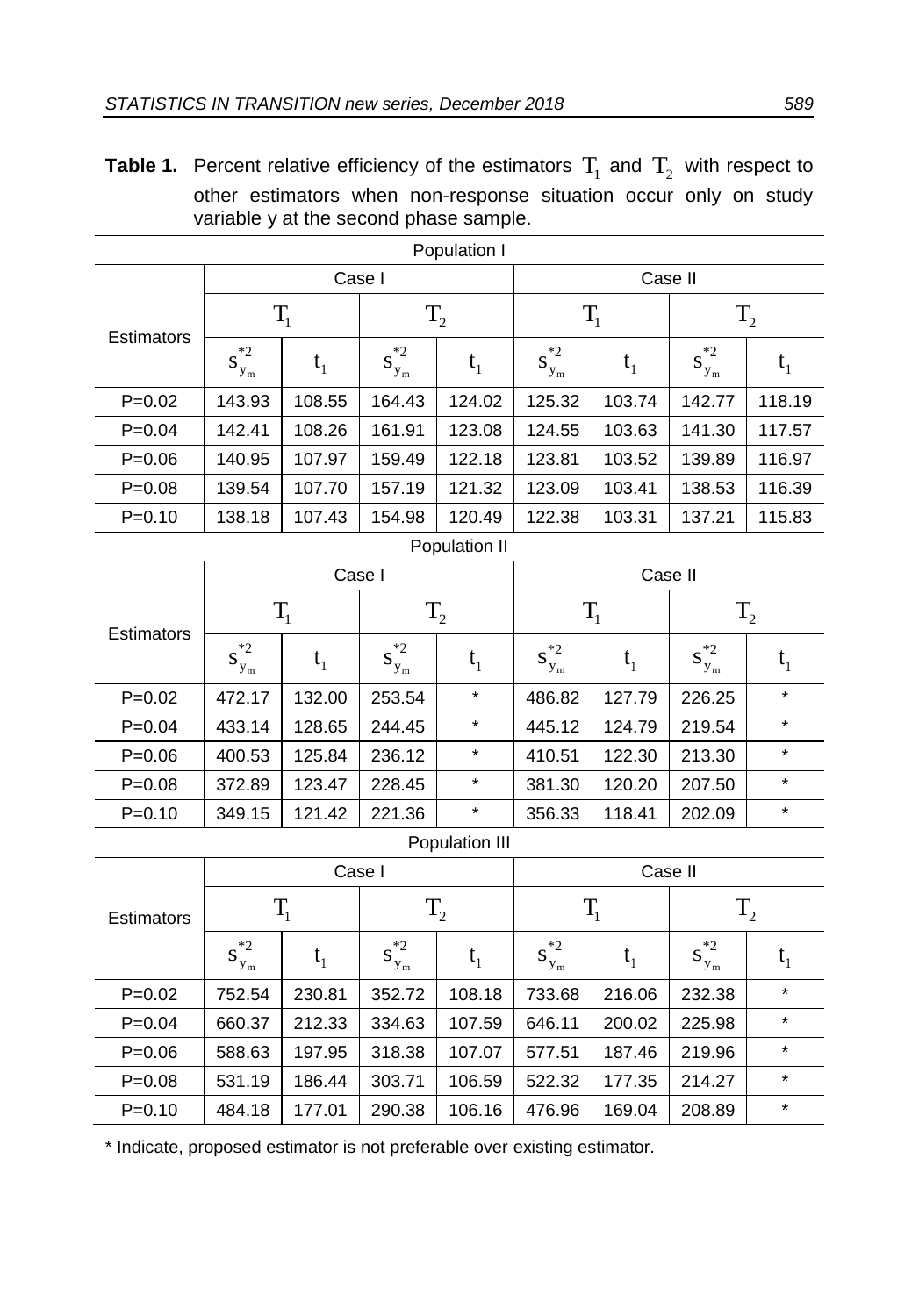**Table 1.** Percent relative efficiency of the estimators $T_1$ and $T_2$ with respect to other estimators when non-response situation occur only on study variable y at the second phase sample.

| Population I | | | | | | | | |
|---|---|---|---|---|---|---|---|---|
| Estimators | Case I | | | | Case II | | | |
| | $T_1$ | | $T_2$ | | $T_1$ | | $T_2$ | |
| | $s_{y_m}^{*2}$ | $t_1$ | $s_{y_m}^{*2}$ | $t_1$ | $s_{y_m}^{*2}$ | $t_1$ | $s_{y_m}^{*2}$ | $t_1$ |
| P=0.02 | 143.93 | 108.55 | 164.43 | 124.02 | 125.32 | 103.74 | 142.77 | 118.19 |
| P=0.04 | 142.41 | 108.26 | 161.91 | 123.08 | 124.55 | 103.63 | 141.30 | 117.57 |
| P=0.06 | 140.95 | 107.97 | 159.49 | 122.18 | 123.81 | 103.52 | 139.89 | 116.97 |
| P=0.08 | 139.54 | 107.70 | 157.19 | 121.32 | 123.09 | 103.41 | 138.53 | 116.39 |
| P=0.10 | 138.18 | 107.43 | 154.98 | 120.49 | 122.38 | 103.31 | 137.21 | 115.83 |

| Population II | | | | | | | | |
|---|---|---|---|---|---|---|---|---|
| Estimators | Case I | | | | Case II | | | |
| | $T_1$ | | $T_2$ | | $T_1$ | | $T_2$ | |
| | $s_{y_m}^{*2}$ | $t_1$ | $s_{y_m}^{*2}$ | $t_1$ | $s_{y_m}^{*2}$ | $t_1$ | $s_{y_m}^{*2}$ | $t_1$ |
| P=0.02 | 472.17 | 132.00 | 253.54 | * | 486.82 | 127.79 | 226.25 | * |
| P=0.04 | 433.14 | 128.65 | 244.45 | * | 445.12 | 124.79 | 219.54 | * |
| P=0.06 | 400.53 | 125.84 | 236.12 | * | 410.51 | 122.30 | 213.30 | * |
| P=0.08 | 372.89 | 123.47 | 228.45 | * | 381.30 | 120.20 | 207.50 | * |
| P=0.10 | 349.15 | 121.42 | 221.36 | * | 356.33 | 118.41 | 202.09 | * |

| Population III | | | | | | | | |
|---|---|---|---|---|---|---|---|---|
| Estimators | Case I | | | | Case II | | | |
| | $T_1$ | | $T_2$ | | $T_1$ | | $T_2$ | |
| | $s_{y_m}^{*2}$ | $t_1$ | $s_{y_m}^{*2}$ | $t_1$ | $s_{y_m}^{*2}$ | $t_1$ | $s_{y_m}^{*2}$ | $t_1$ |
| P=0.02 | 752.54 | 230.81 | 352.72 | 108.18 | 733.68 | 216.06 | 232.38 | * |
| P=0.04 | 660.37 | 212.33 | 334.63 | 107.59 | 646.11 | 200.02 | 225.98 | * |
| P=0.06 | 588.63 | 197.95 | 318.38 | 107.07 | 577.51 | 187.46 | 219.96 | * |
| P=0.08 | 531.19 | 186.44 | 303.71 | 106.59 | 522.32 | 177.35 | 214.27 | * |
| P=0.10 | 484.18 | 177.01 | 290.38 | 106.16 | 476.96 | 169.04 | 208.89 | * |

\* Indicate, proposed estimator is not preferable over existing estimator.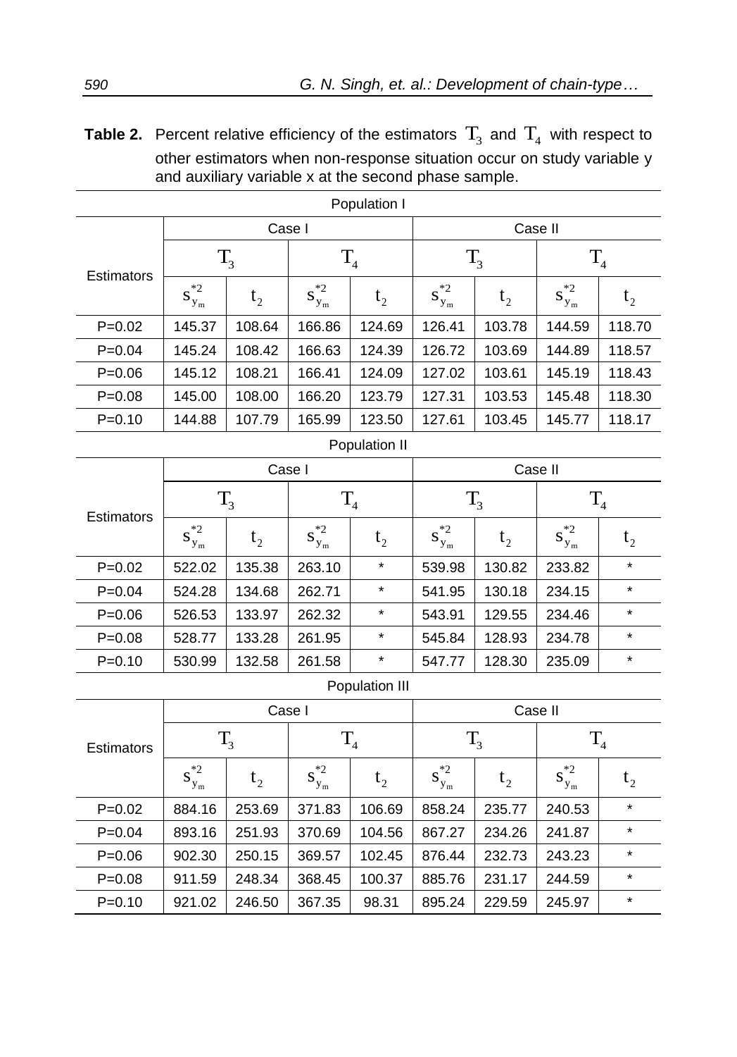**Table 2.** Percent relative efficiency of the estimators $T_3$ and $T_4$ with respect to other estimators when non-response situation occur on study variable y and auxiliary variable x at the second phase sample.

| Population I | | | | | | | | |
|---|---|---|---|---|---|---|---|---|
| Estimators | Case I | | | | Case II | | | |
| | $T_3$ | | $T_4$ | | $T_3$ | | $T_4$ | |
| | $s_{y_m}^{*2}$ | $t_2$ | $s_{y_m}^{*2}$ | $t_2$ | $s_{y_m}^{*2}$ | $t_2$ | $s_{y_m}^{*2}$ | $t_2$ |
| P=0.02 | 145.37 | 108.64 | 166.86 | 124.69 | 126.41 | 103.78 | 144.59 | 118.70 |
| P=0.04 | 145.24 | 108.42 | 166.63 | 124.39 | 126.72 | 103.69 | 144.89 | 118.57 |
| P=0.06 | 145.12 | 108.21 | 166.41 | 124.09 | 127.02 | 103.61 | 145.19 | 118.43 |
| P=0.08 | 145.00 | 108.00 | 166.20 | 123.79 | 127.31 | 103.53 | 145.48 | 118.30 |
| P=0.10 | 144.88 | 107.79 | 165.99 | 123.50 | 127.61 | 103.45 | 145.77 | 118.17 |

| Population II | | | | | | | | |
|---|---|---|---|---|---|---|---|---|
| Estimators | Case I | | | | Case II | | | |
| | $T_3$ | | $T_4$ | | $T_3$ | | $T_4$ | |
| | $s_{y_m}^{*2}$ | $t_2$ | $s_{y_m}^{*2}$ | $t_2$ | $s_{y_m}^{*2}$ | $t_2$ | $s_{y_m}^{*2}$ | $t_2$ |
| P=0.02 | 522.02 | 135.38 | 263.10 | * | 539.98 | 130.82 | 233.82 | * |
| P=0.04 | 524.28 | 134.68 | 262.71 | * | 541.95 | 130.18 | 234.15 | * |
| P=0.06 | 526.53 | 133.97 | 262.32 | * | 543.91 | 129.55 | 234.46 | * |
| P=0.08 | 528.77 | 133.28 | 261.95 | * | 545.84 | 128.93 | 234.78 | * |
| P=0.10 | 530.99 | 132.58 | 261.58 | * | 547.77 | 128.30 | 235.09 | * |

| Population III | | | | | | | | |
|---|---|---|---|---|---|---|---|---|
| Estimators | Case I | | | | Case II | | | |
| | $T_3$ | | $T_4$ | | $T_3$ | | $T_4$ | |
| | $s_{y_m}^{*2}$ | $t_2$ | $s_{y_m}^{*2}$ | $t_2$ | $s_{y_m}^{*2}$ | $t_2$ | $s_{y_m}^{*2}$ | $t_2$ |
| P=0.02 | 884.16 | 253.69 | 371.83 | 106.69 | 858.24 | 235.77 | 240.53 | * |
| P=0.04 | 893.16 | 251.93 | 370.69 | 104.56 | 867.27 | 234.26 | 241.87 | * |
| P=0.06 | 902.30 | 250.15 | 369.57 | 102.45 | 876.44 | 232.73 | 243.23 | * |
| P=0.08 | 911.59 | 248.34 | 368.45 | 100.37 | 885.76 | 231.17 | 244.59 | * |
| P=0.10 | 921.02 | 246.50 | 367.35 | 98.31 | 895.24 | 229.59 | 245.97 | * |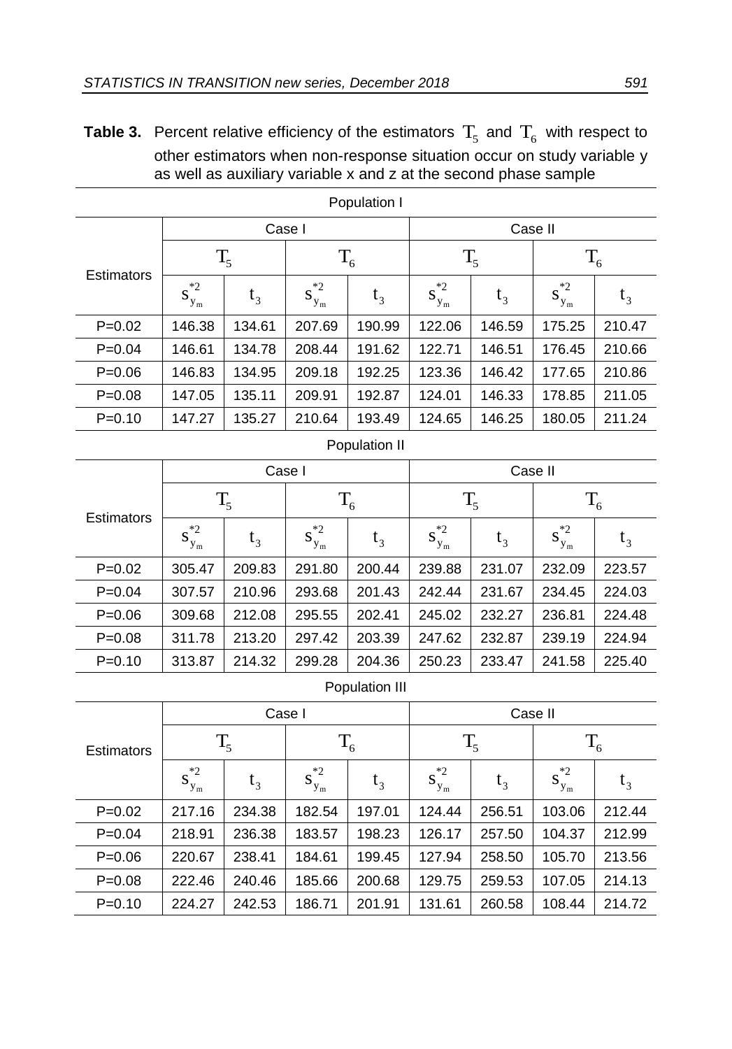**Table 3.** Percent relative efficiency of the estimators $T_5$ and $T_6$ with respect to other estimators when non-response situation occur on study variable y as well as auxiliary variable x and z at the second phase sample

| Population I | | | | | | | | |
|---|---|---|---|---|---|---|---|---|
| Estimators | Case I | | | | Case II | | | |
| | $T_5$ | | $T_6$ | | $T_5$ | | $T_6$ | |
| | $s_{y_m}^{*2}$ | $t_3$ | $s_{y_m}^{*2}$ | $t_3$ | $s_{y_m}^{*2}$ | $t_3$ | $s_{y_m}^{*2}$ | $t_3$ |
| P=0.02 | 146.38 | 134.61 | 207.69 | 190.99 | 122.06 | 146.59 | 175.25 | 210.47 |
| P=0.04 | 146.61 | 134.78 | 208.44 | 191.62 | 122.71 | 146.51 | 176.45 | 210.66 |
| P=0.06 | 146.83 | 134.95 | 209.18 | 192.25 | 123.36 | 146.42 | 177.65 | 210.86 |
| P=0.08 | 147.05 | 135.11 | 209.91 | 192.87 | 124.01 | 146.33 | 178.85 | 211.05 |
| P=0.10 | 147.27 | 135.27 | 210.64 | 193.49 | 124.65 | 146.25 | 180.05 | 211.24 |

| Population II | | | | | | | | |
|---|---|---|---|---|---|---|---|---|
| Estimators | Case I | | | | Case II | | | |
| | $T_5$ | | $T_6$ | | $T_5$ | | $T_6$ | |
| | $s_{y_m}^{*2}$ | $t_3$ | $s_{y_m}^{*2}$ | $t_3$ | $s_{y_m}^{*2}$ | $t_3$ | $s_{y_m}^{*2}$ | $t_3$ |
| P=0.02 | 305.47 | 209.83 | 291.80 | 200.44 | 239.88 | 231.07 | 232.09 | 223.57 |
| P=0.04 | 307.57 | 210.96 | 293.68 | 201.43 | 242.44 | 231.67 | 234.45 | 224.03 |
| P=0.06 | 309.68 | 212.08 | 295.55 | 202.41 | 245.02 | 232.27 | 236.81 | 224.48 |
| P=0.08 | 311.78 | 213.20 | 297.42 | 203.39 | 247.62 | 232.87 | 239.19 | 224.94 |
| P=0.10 | 313.87 | 214.32 | 299.28 | 204.36 | 250.23 | 233.47 | 241.58 | 225.40 |

| Population III | | | | | | | | |
|---|---|---|---|---|---|---|---|---|
| Estimators | Case I | | | | Case II | | | |
| | $T_5$ | | $T_6$ | | $T_5$ | | $T_6$ | |
| | $s_{y_m}^{*2}$ | $t_3$ | $s_{y_m}^{*2}$ | $t_3$ | $s_{y_m}^{*2}$ | $t_3$ | $s_{y_m}^{*2}$ | $t_3$ |
| P=0.02 | 217.16 | 234.38 | 182.54 | 197.01 | 124.44 | 256.51 | 103.06 | 212.44 |
| P=0.04 | 218.91 | 236.38 | 183.57 | 198.23 | 126.17 | 257.50 | 104.37 | 212.99 |
| P=0.06 | 220.67 | 238.41 | 184.61 | 199.45 | 127.94 | 258.50 | 105.70 | 213.56 |
| P=0.08 | 222.46 | 240.46 | 185.66 | 200.68 | 129.75 | 259.53 | 107.05 | 214.13 |
| P=0.10 | 224.27 | 242.53 | 186.71 | 201.91 | 131.61 | 260.58 | 108.44 | 214.72 |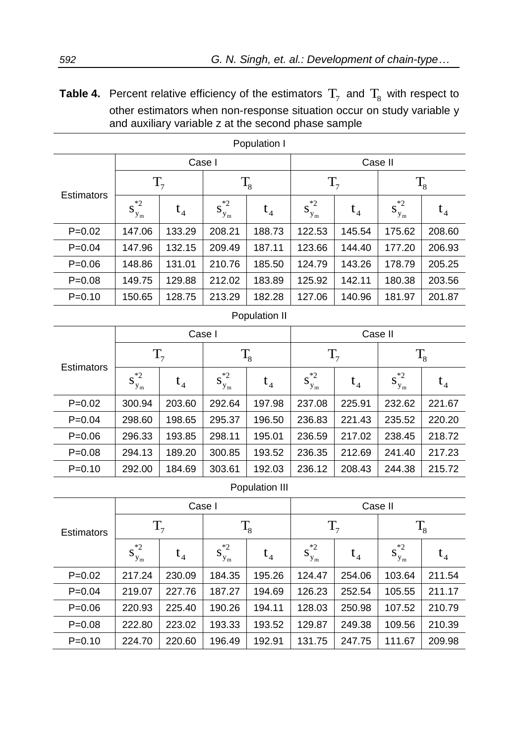**Table 4.** Percent relative efficiency of the estimators $T_7$ and $T_8$ with respect to other estimators when non-response situation occur on study variable y and auxiliary variable z at the second phase sample

| Population I | | | | | | | | |
|---|---|---|---|---|---|---|---|---|
| Estimators | Case I | | | | Case II | | | |
| | $T_7$ | | $T_8$ | | $T_7$ | | $T_8$ | |
| | $s_{y_m}^{*2}$ | $t_4$ | $s_{y_m}^{*2}$ | $t_4$ | $s_{y_m}^{*2}$ | $t_4$ | $s_{y_m}^{*2}$ | $t_4$ |
| P=0.02 | 147.06 | 133.29 | 208.21 | 188.73 | 122.53 | 145.54 | 175.62 | 208.60 |
| P=0.04 | 147.96 | 132.15 | 209.49 | 187.11 | 123.66 | 144.40 | 177.20 | 206.93 |
| P=0.06 | 148.86 | 131.01 | 210.76 | 185.50 | 124.79 | 143.26 | 178.79 | 205.25 |
| P=0.08 | 149.75 | 129.88 | 212.02 | 183.89 | 125.92 | 142.11 | 180.38 | 203.56 |
| P=0.10 | 150.65 | 128.75 | 213.29 | 182.28 | 127.06 | 140.96 | 181.97 | 201.87 |

| Population II | | | | | | | | |
|---|---|---|---|---|---|---|---|---|
| Estimators | Case I | | | | Case II | | | |
| | $T_7$ | | $T_8$ | | $T_7$ | | $T_8$ | |
| | $s_{y_m}^{*2}$ | $t_4$ | $s_{y_m}^{*2}$ | $t_4$ | $s_{y_m}^{*2}$ | $t_4$ | $s_{y_m}^{*2}$ | $t_4$ |
| P=0.02 | 300.94 | 203.60 | 292.64 | 197.98 | 237.08 | 225.91 | 232.62 | 221.67 |
| P=0.04 | 298.60 | 198.65 | 295.37 | 196.50 | 236.83 | 221.43 | 235.52 | 220.20 |
| P=0.06 | 296.33 | 193.85 | 298.11 | 195.01 | 236.59 | 217.02 | 238.45 | 218.72 |
| P=0.08 | 294.13 | 189.20 | 300.85 | 193.52 | 236.35 | 212.69 | 241.40 | 217.23 |
| P=0.10 | 292.00 | 184.69 | 303.61 | 192.03 | 236.12 | 208.43 | 244.38 | 215.72 |

| Population III | | | | | | | | |
|---|---|---|---|---|---|---|---|---|
| Estimators | Case I | | | | Case II | | | |
| | $T_7$ | | $T_8$ | | $T_7$ | | $T_8$ | |
| | $s_{y_m}^{*2}$ | $t_4$ | $s_{y_m}^{*2}$ | $t_4$ | $s_{y_m}^{*2}$ | $t_4$ | $s_{y_m}^{*2}$ | $t_4$ |
| P=0.02 | 217.24 | 230.09 | 184.35 | 195.26 | 124.47 | 254.06 | 103.64 | 211.54 |
| P=0.04 | 219.07 | 227.76 | 187.27 | 194.69 | 126.23 | 252.54 | 105.55 | 211.17 |
| P=0.06 | 220.93 | 225.40 | 190.26 | 194.11 | 128.03 | 250.98 | 107.52 | 210.79 |
| P=0.08 | 222.80 | 223.02 | 193.33 | 193.52 | 129.87 | 249.38 | 109.56 | 210.39 |
| P=0.10 | 224.70 | 220.60 | 196.49 | 192.91 | 131.75 | 247.75 | 111.67 | 209.98 |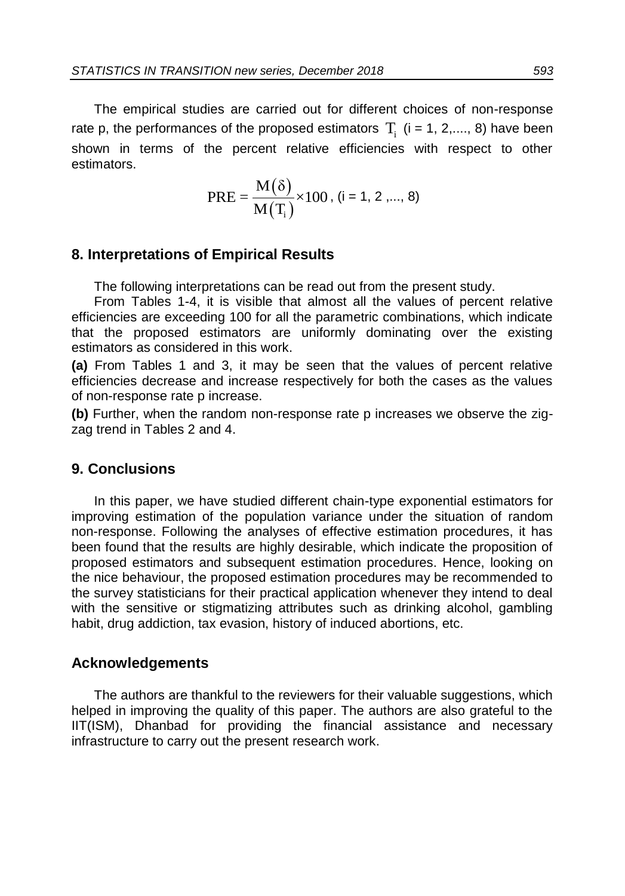The empirical studies are carried out for different choices of non-response rate p, the performances of the proposed estimators $T_i$ (i = 1, 2,...., 8) have been shown in terms of the percent relative efficiencies with respect to other estimators.

$$\text{PRE} = \frac{M(\delta)}{M(T_i)} \times 100 \text{, (i = 1, 2 ,..., 8)}$$

## 8. Interpretations of Empirical Results

The following interpretations can be read out from the present study.

From Tables 1-4, it is visible that almost all the values of percent relative efficiencies are exceeding 100 for all the parametric combinations, which indicate that the proposed estimators are uniformly dominating over the existing estimators as considered in this work.

**(a)** From Tables 1 and 3, it may be seen that the values of percent relative efficiencies decrease and increase respectively for both the cases as the values of non-response rate p increase.

**(b)** Further, when the random non-response rate p increases we observe the zig-zag trend in Tables 2 and 4.

## 9. Conclusions

In this paper, we have studied different chain-type exponential estimators for improving estimation of the population variance under the situation of random non-response. Following the analyses of effective estimation procedures, it has been found that the results are highly desirable, which indicate the proposition of proposed estimators and subsequent estimation procedures. Hence, looking on the nice behaviour, the proposed estimation procedures may be recommended to the survey statisticians for their practical application whenever they intend to deal with the sensitive or stigmatizing attributes such as drinking alcohol, gambling habit, drug addiction, tax evasion, history of induced abortions, etc.

## Acknowledgements

The authors are thankful to the reviewers for their valuable suggestions, which helped in improving the quality of this paper. The authors are also grateful to the IIT(ISM), Dhanbad for providing the financial assistance and necessary infrastructure to carry out the present research work.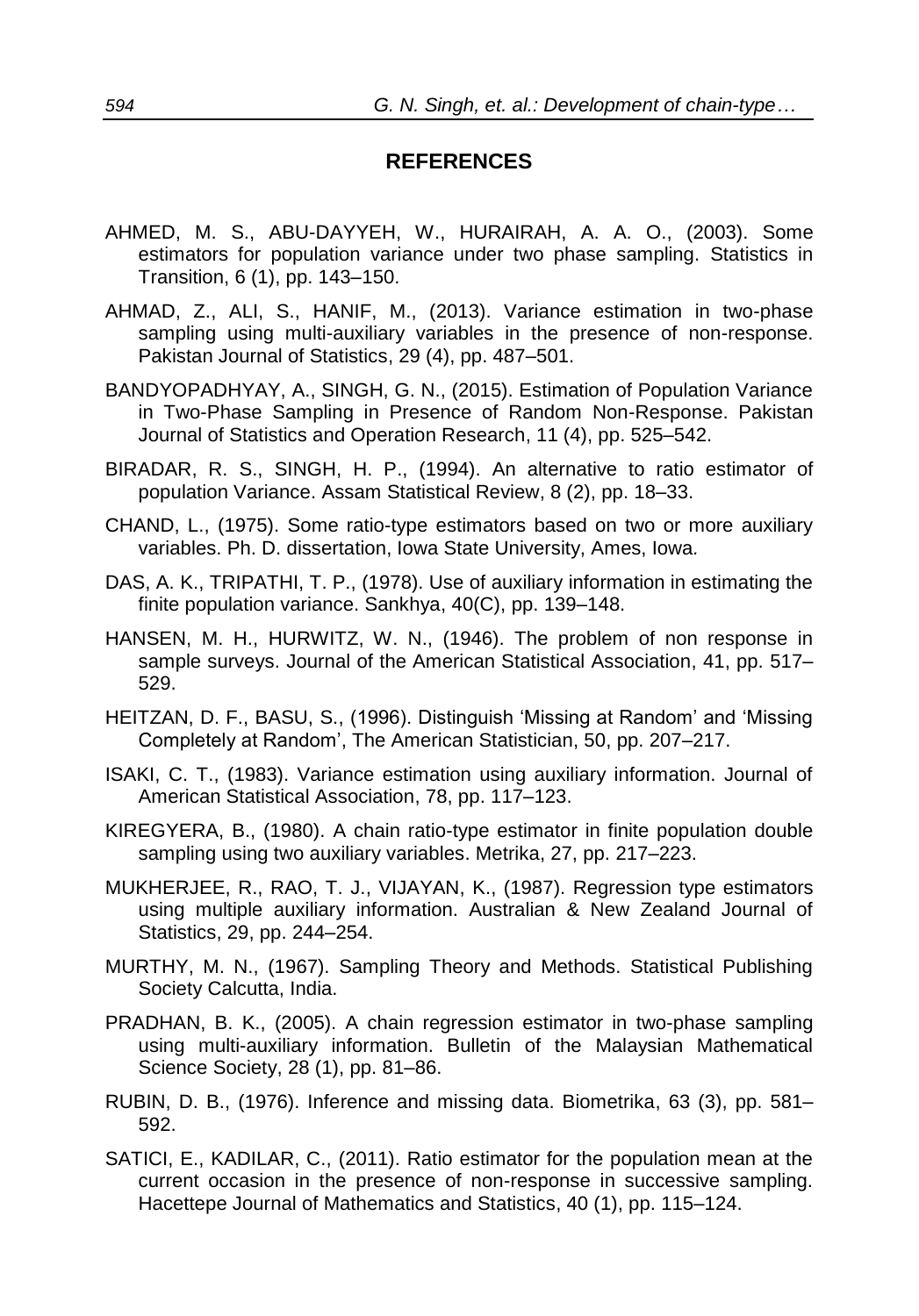## REFERENCES

AHMED, M. S., ABU-DAYYEH, W., HURAIRAH, A. A. O., (2003). Some estimators for population variance under two phase sampling. Statistics in Transition, 6 (1), pp. 143–150.

AHMAD, Z., ALI, S., HANIF, M., (2013). Variance estimation in two-phase sampling using multi-auxiliary variables in the presence of non-response. Pakistan Journal of Statistics, 29 (4), pp. 487–501.

BANDYOPADHYAY, A., SINGH, G. N., (2015). Estimation of Population Variance in Two-Phase Sampling in Presence of Random Non-Response. Pakistan Journal of Statistics and Operation Research, 11 (4), pp. 525–542.

BIRADAR, R. S., SINGH, H. P., (1994). An alternative to ratio estimator of population Variance. Assam Statistical Review, 8 (2), pp. 18–33.

CHAND, L., (1975). Some ratio-type estimators based on two or more auxiliary variables. Ph. D. dissertation, Iowa State University, Ames, Iowa.

DAS, A. K., TRIPATHI, T. P., (1978). Use of auxiliary information in estimating the finite population variance. Sankhya, 40(C), pp. 139–148.

HANSEN, M. H., HURWITZ, W. N., (1946). The problem of non response in sample surveys. Journal of the American Statistical Association, 41, pp. 517–529.

HEITZAN, D. F., BASU, S., (1996). Distinguish 'Missing at Random' and 'Missing Completely at Random', The American Statistician, 50, pp. 207–217.

ISAKI, C. T., (1983). Variance estimation using auxiliary information. Journal of American Statistical Association, 78, pp. 117–123.

KIREGYERA, B., (1980). A chain ratio-type estimator in finite population double sampling using two auxiliary variables. Metrika, 27, pp. 217–223.

MUKHERJEE, R., RAO, T. J., VIJAYAN, K., (1987). Regression type estimators using multiple auxiliary information. Australian & New Zealand Journal of Statistics, 29, pp. 244–254.

MURTHY, M. N., (1967). Sampling Theory and Methods. Statistical Publishing Society Calcutta, India.

PRADHAN, B. K., (2005). A chain regression estimator in two-phase sampling using multi-auxiliary information. Bulletin of the Malaysian Mathematical Science Society, 28 (1), pp. 81–86.

RUBIN, D. B., (1976). Inference and missing data. Biometrika, 63 (3), pp. 581–592.

SATICI, E., KADILAR, C., (2011). Ratio estimator for the population mean at the current occasion in the presence of non-response in successive sampling. Hacettepe Journal of Mathematics and Statistics, 40 (1), pp. 115–124.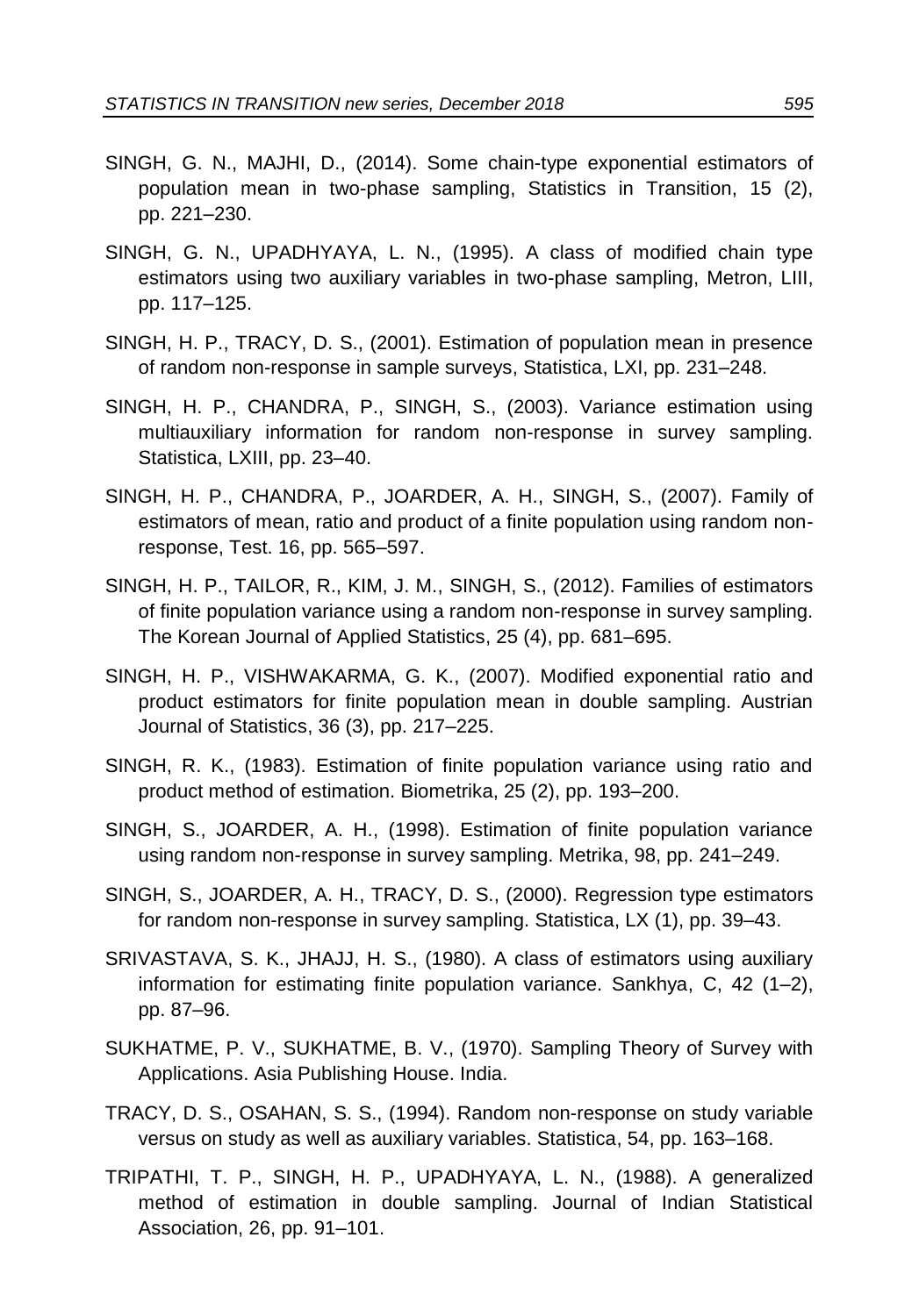SINGH, G. N., MAJHI, D., (2014). Some chain-type exponential estimators of population mean in two-phase sampling, Statistics in Transition, 15 (2), pp. 221–230.

SINGH, G. N., UPADHYAYA, L. N., (1995). A class of modified chain type estimators using two auxiliary variables in two-phase sampling, Metron, LIII, pp. 117–125.

SINGH, H. P., TRACY, D. S., (2001). Estimation of population mean in presence of random non-response in sample surveys, Statistica, LXI, pp. 231–248.

SINGH, H. P., CHANDRA, P., SINGH, S., (2003). Variance estimation using multiauxiliary information for random non-response in survey sampling. Statistica, LXIII, pp. 23–40.

SINGH, H. P., CHANDRA, P., JOARDER, A. H., SINGH, S., (2007). Family of estimators of mean, ratio and product of a finite population using random non-response, Test. 16, pp. 565–597.

SINGH, H. P., TAILOR, R., KIM, J. M., SINGH, S., (2012). Families of estimators of finite population variance using a random non-response in survey sampling. The Korean Journal of Applied Statistics, 25 (4), pp. 681–695.

SINGH, H. P., VISHWAKARMA, G. K., (2007). Modified exponential ratio and product estimators for finite population mean in double sampling. Austrian Journal of Statistics, 36 (3), pp. 217–225.

SINGH, R. K., (1983). Estimation of finite population variance using ratio and product method of estimation. Biometrika, 25 (2), pp. 193–200.

SINGH, S., JOARDER, A. H., (1998). Estimation of finite population variance using random non-response in survey sampling. Metrika, 98, pp. 241–249.

SINGH, S., JOARDER, A. H., TRACY, D. S., (2000). Regression type estimators for random non-response in survey sampling. Statistica, LX (1), pp. 39–43.

SRIVASTAVA, S. K., JHAJJ, H. S., (1980). A class of estimators using auxiliary information for estimating finite population variance. Sankhya, C, 42 (1–2), pp. 87–96.

SUKHATME, P. V., SUKHATME, B. V., (1970). Sampling Theory of Survey with Applications. Asia Publishing House. India.

TRACY, D. S., OSAHAN, S. S., (1994). Random non-response on study variable versus on study as well as auxiliary variables. Statistica, 54, pp. 163–168.

TRIPATHI, T. P., SINGH, H. P., UPADHYAYA, L. N., (1988). A generalized method of estimation in double sampling. Journal of Indian Statistical Association, 26, pp. 91–101.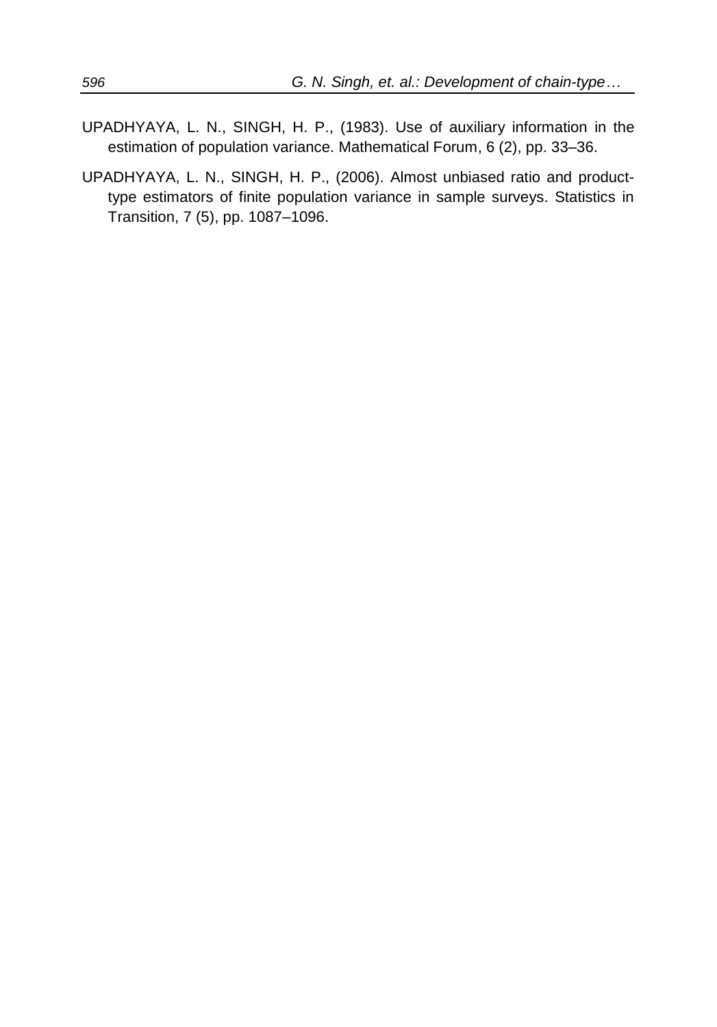UPADHYAYA, L. N., SINGH, H. P., (1983). Use of auxiliary information in the estimation of population variance. Mathematical Forum, 6 (2), pp. 33–36.

UPADHYAYA, L. N., SINGH, H. P., (2006). Almost unbiased ratio and product-type estimators of finite population variance in sample surveys. Statistics in Transition, 7 (5), pp. 1087–1096.